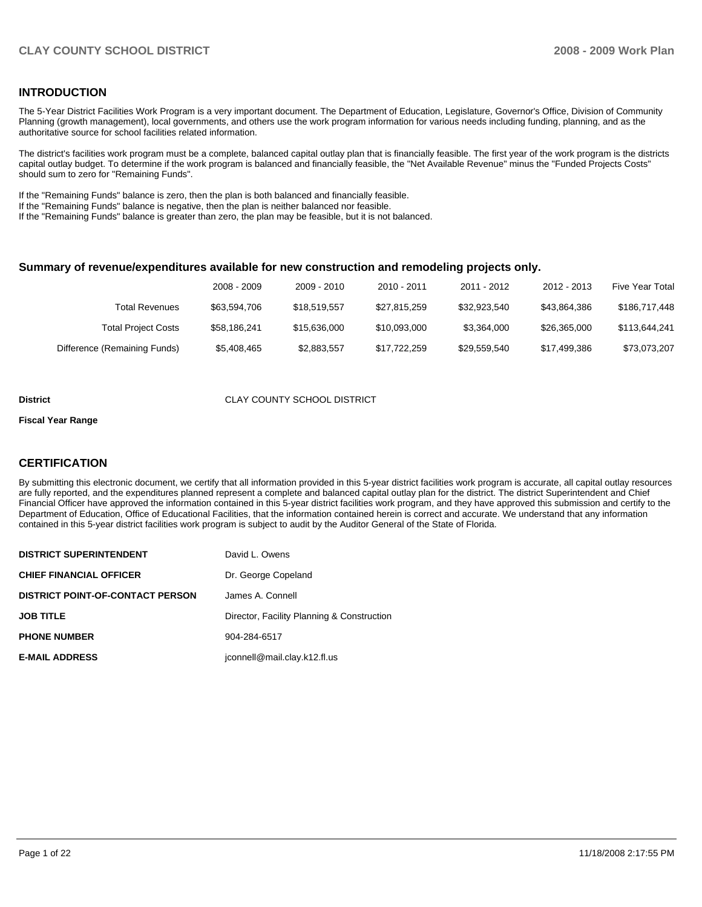## INTRODUCTION

The 5-Year District Facilities Work Program is a very important document. The Department of Education, Legislature, Governor's Office, Division of Community Planning (growth management), local governments, and others use the work program information for various needs including funding, planning, and as the authoritative source for school facilities related information.

The district's facilities work program must be a complete, balanced capital outlay plan that is financially feasible. The first year of the work program is the districts capital outlay budget. To determine if the work program is balanced and financially feasible, the "Net Available Revenue" minus the "Funded Projects Costs" should sum to zero for "Remaining Funds".

If the "Remaining Funds" balance is zero, then the plan is both balanced and financially feasible.
If the "Remaining Funds" balance is negative, then the plan is neither balanced nor feasible.
If the "Remaining Funds" balance is greater than zero, the plan may be feasible, but it is not balanced.

### Summary of revenue/expenditures available for new construction and remodeling projects only.

| | 2008 - 2009 | 2009 - 2010 | 2010 - 2011 | 2011 - 2012 | 2012 - 2013 | Five Year Total |
|---|---|---|---|---|---|---|
| Total Revenues | $63,594,706 | $18,519,557 | $27,815,259 | $32,923,540 | $43,864,386 | $186,717,448 |
| Total Project Costs | $58,186,241 | $15,636,000 | $10,093,000 | $3,364,000 | $26,365,000 | $113,644,241 |
| Difference (Remaining Funds) | $5,408,465 | $2,883,557 | $17,722,259 | $29,559,540 | $17,499,386 | $73,073,207 |

**District** CLAY COUNTY SCHOOL DISTRICT

**Fiscal Year Range**

## CERTIFICATION

By submitting this electronic document, we certify that all information provided in this 5-year district facilities work program is accurate, all capital outlay resources are fully reported, and the expenditures planned represent a complete and balanced capital outlay plan for the district. The district Superintendent and Chief Financial Officer have approved the information contained in this 5-year district facilities work program, and they have approved this submission and certify to the Department of Education, Office of Educational Facilities, that the information contained herein is correct and accurate. We understand that any information contained in this 5-year district facilities work program is subject to audit by the Auditor General of the State of Florida.

| | |
|---|---|
| **DISTRICT SUPERINTENDENT** | David L. Owens |
| **CHIEF FINANCIAL OFFICER** | Dr. George Copeland |
| **DISTRICT POINT-OF-CONTACT PERSON** | James A. Connell |
| **JOB TITLE** | Director, Facility Planning & Construction |
| **PHONE NUMBER** | 904-284-6517 |
| **E-MAIL ADDRESS** | jconnell@mail.clay.k12.fl.us |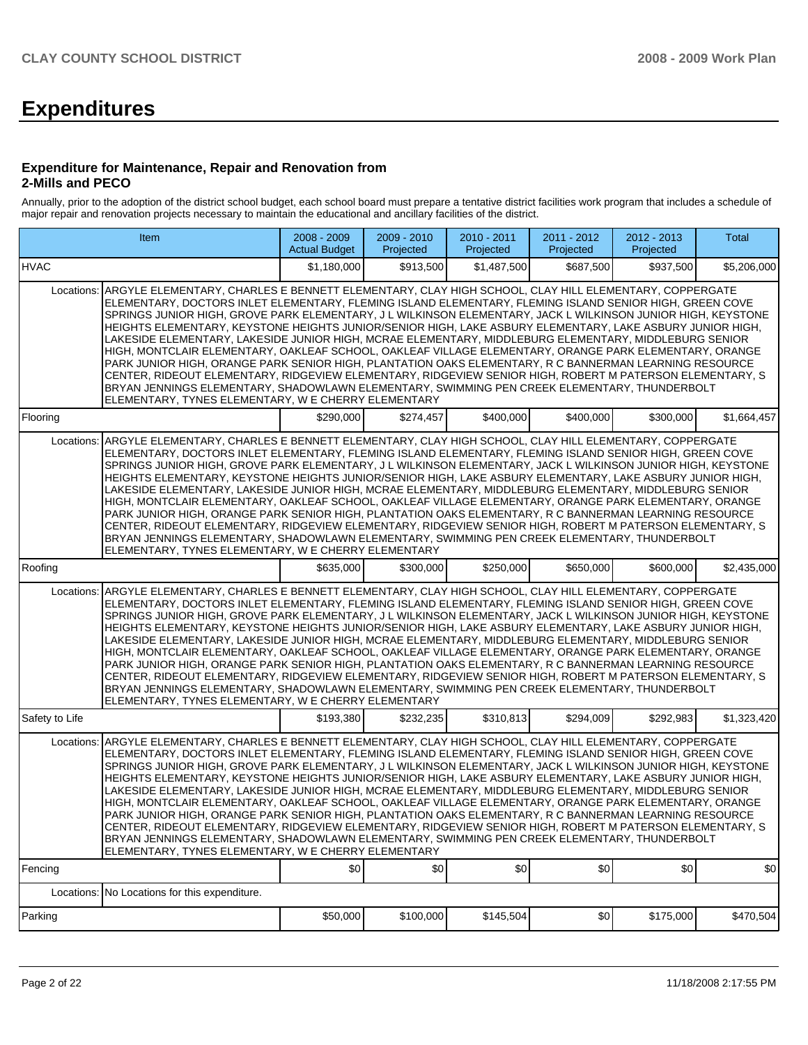# Expenditures

### Expenditure for Maintenance, Repair and Renovation from 2-Mills and PECO

Annually, prior to the adoption of the district school budget, each school board must prepare a tentative district facilities work program that includes a schedule of major repair and renovation projects necessary to maintain the educational and ancillary facilities of the district.

| Item | | 2008 - 2009 Actual Budget | 2009 - 2010 Projected | 2010 - 2011 Projected | 2011 - 2012 Projected | 2012 - 2013 Projected | Total |
|---|---|---|---|---|---|---|---|
| HVAC | | $1,180,000 | $913,500 | $1,487,500 | $687,500 | $937,500 | $5,206,000 |
| Locations: | ARGYLE ELEMENTARY, CHARLES E BENNETT ELEMENTARY, CLAY HIGH SCHOOL, CLAY HILL ELEMENTARY, COPPERGATE ELEMENTARY, DOCTORS INLET ELEMENTARY, FLEMING ISLAND ELEMENTARY, FLEMING ISLAND SENIOR HIGH, GREEN COVE SPRINGS JUNIOR HIGH, GROVE PARK ELEMENTARY, J L WILKINSON ELEMENTARY, JACK L WILKINSON JUNIOR HIGH, KEYSTONE HEIGHTS ELEMENTARY, KEYSTONE HEIGHTS JUNIOR/SENIOR HIGH, LAKE ASBURY ELEMENTARY, LAKE ASBURY JUNIOR HIGH, LAKESIDE ELEMENTARY, LAKESIDE JUNIOR HIGH, MCRAE ELEMENTARY, MIDDLEBURG ELEMENTARY, MIDDLEBURG SENIOR HIGH, MONTCLAIR ELEMENTARY, OAKLEAF SCHOOL, OAKLEAF VILLAGE ELEMENTARY, ORANGE PARK ELEMENTARY, ORANGE PARK JUNIOR HIGH, ORANGE PARK SENIOR HIGH, PLANTATION OAKS ELEMENTARY, R C BANNERMAN LEARNING RESOURCE CENTER, RIDEOUT ELEMENTARY, RIDGEVIEW ELEMENTARY, RIDGEVIEW SENIOR HIGH, ROBERT M PATERSON ELEMENTARY, S BRYAN JENNINGS ELEMENTARY, SHADOWLAWN ELEMENTARY, SWIMMING PEN CREEK ELEMENTARY, THUNDERBOLT ELEMENTARY, TYNES ELEMENTARY, W E CHERRY ELEMENTARY | | | | | | |
| Flooring | | $290,000 | $274,457 | $400,000 | $400,000 | $300,000 | $1,664,457 |
| Locations: | ARGYLE ELEMENTARY, CHARLES E BENNETT ELEMENTARY, CLAY HIGH SCHOOL, CLAY HILL ELEMENTARY, COPPERGATE ELEMENTARY, DOCTORS INLET ELEMENTARY, FLEMING ISLAND ELEMENTARY, FLEMING ISLAND SENIOR HIGH, GREEN COVE SPRINGS JUNIOR HIGH, GROVE PARK ELEMENTARY, J L WILKINSON ELEMENTARY, JACK L WILKINSON JUNIOR HIGH, KEYSTONE HEIGHTS ELEMENTARY, KEYSTONE HEIGHTS JUNIOR/SENIOR HIGH, LAKE ASBURY ELEMENTARY, LAKE ASBURY JUNIOR HIGH, LAKESIDE ELEMENTARY, LAKESIDE JUNIOR HIGH, MCRAE ELEMENTARY, MIDDLEBURG ELEMENTARY, MIDDLEBURG SENIOR HIGH, MONTCLAIR ELEMENTARY, OAKLEAF SCHOOL, OAKLEAF VILLAGE ELEMENTARY, ORANGE PARK ELEMENTARY, ORANGE PARK JUNIOR HIGH, ORANGE PARK SENIOR HIGH, PLANTATION OAKS ELEMENTARY, R C BANNERMAN LEARNING RESOURCE CENTER, RIDEOUT ELEMENTARY, RIDGEVIEW ELEMENTARY, RIDGEVIEW SENIOR HIGH, ROBERT M PATERSON ELEMENTARY, S BRYAN JENNINGS ELEMENTARY, SHADOWLAWN ELEMENTARY, SWIMMING PEN CREEK ELEMENTARY, THUNDERBOLT ELEMENTARY, TYNES ELEMENTARY, W E CHERRY ELEMENTARY | | | | | | |
| Roofing | | $635,000 | $300,000 | $250,000 | $650,000 | $600,000 | $2,435,000 |
| Locations: | ARGYLE ELEMENTARY, CHARLES E BENNETT ELEMENTARY, CLAY HIGH SCHOOL, CLAY HILL ELEMENTARY, COPPERGATE ELEMENTARY, DOCTORS INLET ELEMENTARY, FLEMING ISLAND ELEMENTARY, FLEMING ISLAND SENIOR HIGH, GREEN COVE SPRINGS JUNIOR HIGH, GROVE PARK ELEMENTARY, J L WILKINSON ELEMENTARY, JACK L WILKINSON JUNIOR HIGH, KEYSTONE HEIGHTS ELEMENTARY, KEYSTONE HEIGHTS JUNIOR/SENIOR HIGH, LAKE ASBURY ELEMENTARY, LAKE ASBURY JUNIOR HIGH, LAKESIDE ELEMENTARY, LAKESIDE JUNIOR HIGH, MCRAE ELEMENTARY, MIDDLEBURG ELEMENTARY, MIDDLEBURG SENIOR HIGH, MONTCLAIR ELEMENTARY, OAKLEAF SCHOOL, OAKLEAF VILLAGE ELEMENTARY, ORANGE PARK ELEMENTARY, ORANGE PARK JUNIOR HIGH, ORANGE PARK SENIOR HIGH, PLANTATION OAKS ELEMENTARY, R C BANNERMAN LEARNING RESOURCE CENTER, RIDEOUT ELEMENTARY, RIDGEVIEW ELEMENTARY, RIDGEVIEW SENIOR HIGH, ROBERT M PATERSON ELEMENTARY, S BRYAN JENNINGS ELEMENTARY, SHADOWLAWN ELEMENTARY, SWIMMING PEN CREEK ELEMENTARY, THUNDERBOLT ELEMENTARY, TYNES ELEMENTARY, W E CHERRY ELEMENTARY | | | | | | |
| Safety to Life | | $193,380 | $232,235 | $310,813 | $294,009 | $292,983 | $1,323,420 |
| Locations: | ARGYLE ELEMENTARY, CHARLES E BENNETT ELEMENTARY, CLAY HIGH SCHOOL, CLAY HILL ELEMENTARY, COPPERGATE ELEMENTARY, DOCTORS INLET ELEMENTARY, FLEMING ISLAND ELEMENTARY, FLEMING ISLAND SENIOR HIGH, GREEN COVE SPRINGS JUNIOR HIGH, GROVE PARK ELEMENTARY, J L WILKINSON ELEMENTARY, JACK L WILKINSON JUNIOR HIGH, KEYSTONE HEIGHTS ELEMENTARY, KEYSTONE HEIGHTS JUNIOR/SENIOR HIGH, LAKE ASBURY ELEMENTARY, LAKE ASBURY JUNIOR HIGH, LAKESIDE ELEMENTARY, LAKESIDE JUNIOR HIGH, MCRAE ELEMENTARY, MIDDLEBURG ELEMENTARY, MIDDLEBURG SENIOR HIGH, MONTCLAIR ELEMENTARY, OAKLEAF SCHOOL, OAKLEAF VILLAGE ELEMENTARY, ORANGE PARK ELEMENTARY, ORANGE PARK JUNIOR HIGH, ORANGE PARK SENIOR HIGH, PLANTATION OAKS ELEMENTARY, R C BANNERMAN LEARNING RESOURCE CENTER, RIDEOUT ELEMENTARY, RIDGEVIEW ELEMENTARY, RIDGEVIEW SENIOR HIGH, ROBERT M PATERSON ELEMENTARY, S BRYAN JENNINGS ELEMENTARY, SHADOWLAWN ELEMENTARY, SWIMMING PEN CREEK ELEMENTARY, THUNDERBOLT ELEMENTARY, TYNES ELEMENTARY, W E CHERRY ELEMENTARY | | | | | | |
| Fencing | | $0 | $0 | $0 | $0 | $0 | $0 |
| Locations: | No Locations for this expenditure. | | | | | | |
| Parking | | $50,000 | $100,000 | $145,504 | $0 | $175,000 | $470,504 |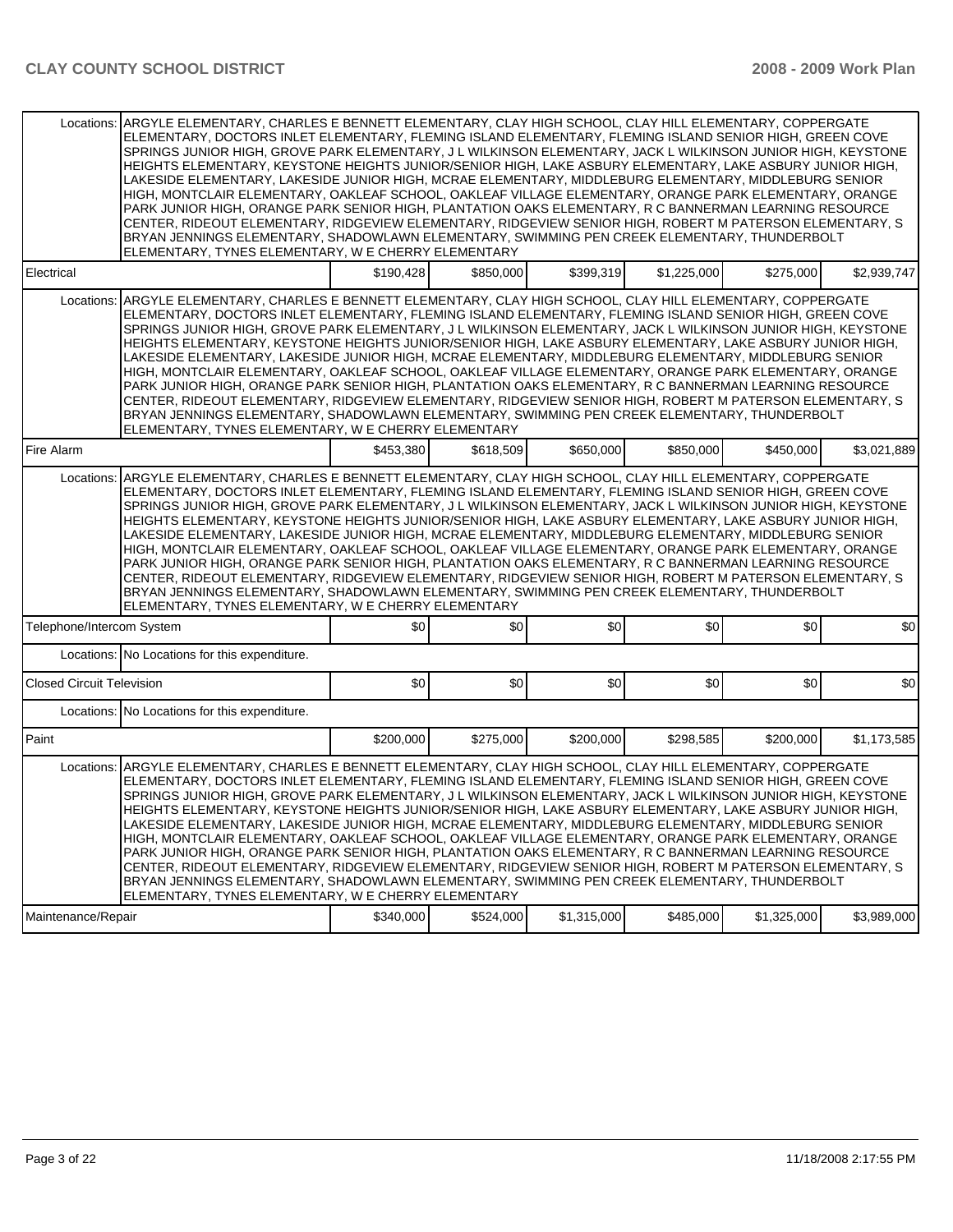| | | | | | | |
|---|---|---|---|---|---|---|
| Locations: | ARGYLE ELEMENTARY, CHARLES E BENNETT ELEMENTARY, CLAY HIGH SCHOOL, CLAY HILL ELEMENTARY, COPPERGATE ELEMENTARY, DOCTORS INLET ELEMENTARY, FLEMING ISLAND ELEMENTARY, FLEMING ISLAND SENIOR HIGH, GREEN COVE SPRINGS JUNIOR HIGH, GROVE PARK ELEMENTARY, J L WILKINSON ELEMENTARY, JACK L WILKINSON JUNIOR HIGH, KEYSTONE HEIGHTS ELEMENTARY, KEYSTONE HEIGHTS JUNIOR/SENIOR HIGH, LAKE ASBURY ELEMENTARY, LAKE ASBURY JUNIOR HIGH, LAKESIDE ELEMENTARY, LAKESIDE JUNIOR HIGH, MCRAE ELEMENTARY, MIDDLEBURG ELEMENTARY, MIDDLEBURG SENIOR HIGH, MONTCLAIR ELEMENTARY, OAKLEAF SCHOOL, OAKLEAF VILLAGE ELEMENTARY, ORANGE PARK ELEMENTARY, ORANGE PARK JUNIOR HIGH, ORANGE PARK SENIOR HIGH, PLANTATION OAKS ELEMENTARY, R C BANNERMAN LEARNING RESOURCE CENTER, RIDEOUT ELEMENTARY, RIDGEVIEW ELEMENTARY, RIDGEVIEW SENIOR HIGH, ROBERT M PATERSON ELEMENTARY, S BRYAN JENNINGS ELEMENTARY, SHADOWLAWN ELEMENTARY, SWIMMING PEN CREEK ELEMENTARY, THUNDERBOLT ELEMENTARY, TYNES ELEMENTARY, W E CHERRY ELEMENTARY | | | | | |
| Electrical | | $190,428 | $850,000 | $399,319 | $1,225,000 | $275,000 | $2,939,747 |
| Locations: | ARGYLE ELEMENTARY, CHARLES E BENNETT ELEMENTARY, CLAY HIGH SCHOOL, CLAY HILL ELEMENTARY, COPPERGATE ELEMENTARY, DOCTORS INLET ELEMENTARY, FLEMING ISLAND ELEMENTARY, FLEMING ISLAND SENIOR HIGH, GREEN COVE SPRINGS JUNIOR HIGH, GROVE PARK ELEMENTARY, J L WILKINSON ELEMENTARY, JACK L WILKINSON JUNIOR HIGH, KEYSTONE HEIGHTS ELEMENTARY, KEYSTONE HEIGHTS JUNIOR/SENIOR HIGH, LAKE ASBURY ELEMENTARY, LAKE ASBURY JUNIOR HIGH, LAKESIDE ELEMENTARY, LAKESIDE JUNIOR HIGH, MCRAE ELEMENTARY, MIDDLEBURG ELEMENTARY, MIDDLEBURG SENIOR HIGH, MONTCLAIR ELEMENTARY, OAKLEAF SCHOOL, OAKLEAF VILLAGE ELEMENTARY, ORANGE PARK ELEMENTARY, ORANGE PARK JUNIOR HIGH, ORANGE PARK SENIOR HIGH, PLANTATION OAKS ELEMENTARY, R C BANNERMAN LEARNING RESOURCE CENTER, RIDEOUT ELEMENTARY, RIDGEVIEW ELEMENTARY, RIDGEVIEW SENIOR HIGH, ROBERT M PATERSON ELEMENTARY, S BRYAN JENNINGS ELEMENTARY, SHADOWLAWN ELEMENTARY, SWIMMING PEN CREEK ELEMENTARY, THUNDERBOLT ELEMENTARY, TYNES ELEMENTARY, W E CHERRY ELEMENTARY | | | | | |
| Fire Alarm | | $453,380 | $618,509 | $650,000 | $850,000 | $450,000 | $3,021,889 |
| Locations: | ARGYLE ELEMENTARY, CHARLES E BENNETT ELEMENTARY, CLAY HIGH SCHOOL, CLAY HILL ELEMENTARY, COPPERGATE ELEMENTARY, DOCTORS INLET ELEMENTARY, FLEMING ISLAND ELEMENTARY, FLEMING ISLAND SENIOR HIGH, GREEN COVE SPRINGS JUNIOR HIGH, GROVE PARK ELEMENTARY, J L WILKINSON ELEMENTARY, JACK L WILKINSON JUNIOR HIGH, KEYSTONE HEIGHTS ELEMENTARY, KEYSTONE HEIGHTS JUNIOR/SENIOR HIGH, LAKE ASBURY ELEMENTARY, LAKE ASBURY JUNIOR HIGH, LAKESIDE ELEMENTARY, LAKESIDE JUNIOR HIGH, MCRAE ELEMENTARY, MIDDLEBURG ELEMENTARY, MIDDLEBURG SENIOR HIGH, MONTCLAIR ELEMENTARY, OAKLEAF SCHOOL, OAKLEAF VILLAGE ELEMENTARY, ORANGE PARK ELEMENTARY, ORANGE PARK JUNIOR HIGH, ORANGE PARK SENIOR HIGH, PLANTATION OAKS ELEMENTARY, R C BANNERMAN LEARNING RESOURCE CENTER, RIDEOUT ELEMENTARY, RIDGEVIEW ELEMENTARY, RIDGEVIEW SENIOR HIGH, ROBERT M PATERSON ELEMENTARY, S BRYAN JENNINGS ELEMENTARY, SHADOWLAWN ELEMENTARY, SWIMMING PEN CREEK ELEMENTARY, THUNDERBOLT ELEMENTARY, TYNES ELEMENTARY, W E CHERRY ELEMENTARY | | | | | |
| Telephone/Intercom System | | $0 | $0 | $0 | $0 | $0 | $0 |
| Locations: | No Locations for this expenditure. | | | | | | |
| Closed Circuit Television | | $0 | $0 | $0 | $0 | $0 | $0 |
| Locations: | No Locations for this expenditure. | | | | | | |
| Paint | | $200,000 | $275,000 | $200,000 | $298,585 | $200,000 | $1,173,585 |
| Locations: | ARGYLE ELEMENTARY, CHARLES E BENNETT ELEMENTARY, CLAY HIGH SCHOOL, CLAY HILL ELEMENTARY, COPPERGATE ELEMENTARY, DOCTORS INLET ELEMENTARY, FLEMING ISLAND ELEMENTARY, FLEMING ISLAND SENIOR HIGH, GREEN COVE SPRINGS JUNIOR HIGH, GROVE PARK ELEMENTARY, J L WILKINSON ELEMENTARY, JACK L WILKINSON JUNIOR HIGH, KEYSTONE HEIGHTS ELEMENTARY, KEYSTONE HEIGHTS JUNIOR/SENIOR HIGH, LAKE ASBURY ELEMENTARY, LAKE ASBURY JUNIOR HIGH, LAKESIDE ELEMENTARY, LAKESIDE JUNIOR HIGH, MCRAE ELEMENTARY, MIDDLEBURG ELEMENTARY, MIDDLEBURG SENIOR HIGH, MONTCLAIR ELEMENTARY, OAKLEAF SCHOOL, OAKLEAF VILLAGE ELEMENTARY, ORANGE PARK ELEMENTARY, ORANGE PARK JUNIOR HIGH, ORANGE PARK SENIOR HIGH, PLANTATION OAKS ELEMENTARY, R C BANNERMAN LEARNING RESOURCE CENTER, RIDEOUT ELEMENTARY, RIDGEVIEW ELEMENTARY, RIDGEVIEW SENIOR HIGH, ROBERT M PATERSON ELEMENTARY, S BRYAN JENNINGS ELEMENTARY, SHADOWLAWN ELEMENTARY, SWIMMING PEN CREEK ELEMENTARY, THUNDERBOLT ELEMENTARY, TYNES ELEMENTARY, W E CHERRY ELEMENTARY | | | | | |
| Maintenance/Repair | | $340,000 | $524,000 | $1,315,000 | $485,000 | $1,325,000 | $3,989,000 |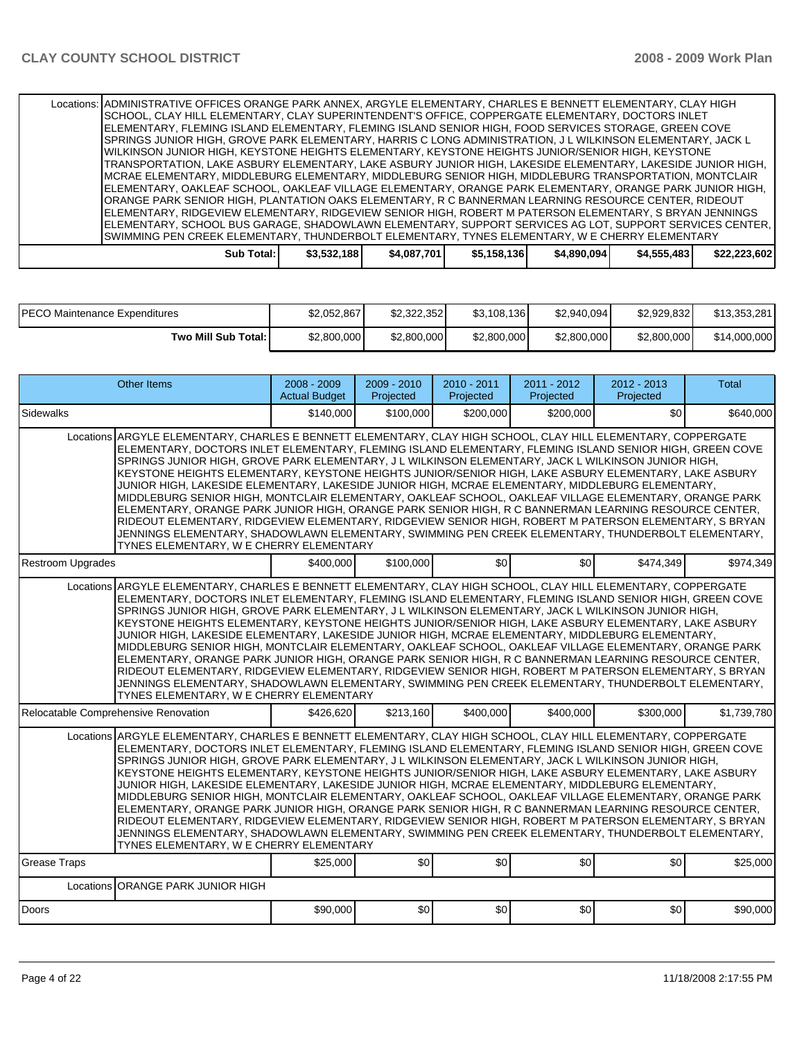| | | | | | | |
|---|---|---|---|---|---|---|
| Locations: | ADMINISTRATIVE OFFICES ORANGE PARK ANNEX, ARGYLE ELEMENTARY, CHARLES E BENNETT ELEMENTARY, CLAY HIGH SCHOOL, CLAY HILL ELEMENTARY, CLAY SUPERINTENDENT'S OFFICE, COPPERGATE ELEMENTARY, DOCTORS INLET ELEMENTARY, FLEMING ISLAND ELEMENTARY, FLEMING ISLAND SENIOR HIGH, FOOD SERVICES STORAGE, GREEN COVE SPRINGS JUNIOR HIGH, GROVE PARK ELEMENTARY, HARRIS C LONG ADMINISTRATION, J L WILKINSON ELEMENTARY, JACK L WILKINSON JUNIOR HIGH, KEYSTONE HEIGHTS ELEMENTARY, KEYSTONE HEIGHTS JUNIOR/SENIOR HIGH, KEYSTONE TRANSPORTATION, LAKE ASBURY ELEMENTARY, LAKE ASBURY JUNIOR HIGH, LAKESIDE ELEMENTARY, LAKESIDE JUNIOR HIGH, MCRAE ELEMENTARY, MIDDLEBURG ELEMENTARY, MIDDLEBURG SENIOR HIGH, MIDDLEBURG TRANSPORTATION, MONTCLAIR ELEMENTARY, OAKLEAF SCHOOL, OAKLEAF VILLAGE ELEMENTARY, ORANGE PARK ELEMENTARY, ORANGE PARK JUNIOR HIGH, ORANGE PARK SENIOR HIGH, PLANTATION OAKS ELEMENTARY, R C BANNERMAN LEARNING RESOURCE CENTER, RIDEOUT ELEMENTARY, RIDGEVIEW ELEMENTARY, RIDGEVIEW SENIOR HIGH, ROBERT M PATERSON ELEMENTARY, S BRYAN JENNINGS ELEMENTARY, SCHOOL BUS GARAGE, SHADOWLAWN ELEMENTARY, SUPPORT SERVICES AG LOT, SUPPORT SERVICES CENTER, SWIMMING PEN CREEK ELEMENTARY, THUNDERBOLT ELEMENTARY, TYNES ELEMENTARY, W E CHERRY ELEMENTARY | | | | | |
| **Sub Total:** | | $3,532,188 | $4,087,701 | $5,158,136 | $4,890,094 | $4,555,483 | $22,223,602 |

| | | | | | | |
|---|---|---|---|---|---|---|
| PECO Maintenance Expenditures | $2,052,867 | $2,322,352 | $3,108,136 | $2,940,094 | $2,929,832 | $13,353,281 |
| **Two Mill Sub Total:** | $2,800,000 | $2,800,000 | $2,800,000 | $2,800,000 | $2,800,000 | $14,000,000 |

| Other Items | | 2008 - 2009 Actual Budget | 2009 - 2010 Projected | 2010 - 2011 Projected | 2011 - 2012 Projected | 2012 - 2013 Projected | Total |
|---|---|---|---|---|---|---|---|
| Sidewalks | | $140,000 | $100,000 | $200,000 | $200,000 | $0 | $640,000 |
| Locations | ARGYLE ELEMENTARY, CHARLES E BENNETT ELEMENTARY, CLAY HIGH SCHOOL, CLAY HILL ELEMENTARY, COPPERGATE ELEMENTARY, DOCTORS INLET ELEMENTARY, FLEMING ISLAND ELEMENTARY, FLEMING ISLAND SENIOR HIGH, GREEN COVE SPRINGS JUNIOR HIGH, GROVE PARK ELEMENTARY, J L WILKINSON ELEMENTARY, JACK L WILKINSON JUNIOR HIGH, KEYSTONE HEIGHTS ELEMENTARY, KEYSTONE HEIGHTS JUNIOR/SENIOR HIGH, LAKE ASBURY ELEMENTARY, LAKE ASBURY JUNIOR HIGH, LAKESIDE ELEMENTARY, LAKESIDE JUNIOR HIGH, MCRAE ELEMENTARY, MIDDLEBURG ELEMENTARY, MIDDLEBURG SENIOR HIGH, MONTCLAIR ELEMENTARY, OAKLEAF SCHOOL, OAKLEAF VILLAGE ELEMENTARY, ORANGE PARK ELEMENTARY, ORANGE PARK JUNIOR HIGH, ORANGE PARK SENIOR HIGH, R C BANNERMAN LEARNING RESOURCE CENTER, RIDEOUT ELEMENTARY, RIDGEVIEW ELEMENTARY, RIDGEVIEW SENIOR HIGH, ROBERT M PATERSON ELEMENTARY, S BRYAN JENNINGS ELEMENTARY, SHADOWLAWN ELEMENTARY, SWIMMING PEN CREEK ELEMENTARY, THUNDERBOLT ELEMENTARY, TYNES ELEMENTARY, W E CHERRY ELEMENTARY | | | | | | |
| Restroom Upgrades | | $400,000 | $100,000 | $0 | $0 | $474,349 | $974,349 |
| Locations | ARGYLE ELEMENTARY, CHARLES E BENNETT ELEMENTARY, CLAY HIGH SCHOOL, CLAY HILL ELEMENTARY, COPPERGATE ELEMENTARY, DOCTORS INLET ELEMENTARY, FLEMING ISLAND ELEMENTARY, FLEMING ISLAND SENIOR HIGH, GREEN COVE SPRINGS JUNIOR HIGH, GROVE PARK ELEMENTARY, J L WILKINSON ELEMENTARY, JACK L WILKINSON JUNIOR HIGH, KEYSTONE HEIGHTS ELEMENTARY, KEYSTONE HEIGHTS JUNIOR/SENIOR HIGH, LAKE ASBURY ELEMENTARY, LAKE ASBURY JUNIOR HIGH, LAKESIDE ELEMENTARY, LAKESIDE JUNIOR HIGH, MCRAE ELEMENTARY, MIDDLEBURG ELEMENTARY, MIDDLEBURG SENIOR HIGH, MONTCLAIR ELEMENTARY, OAKLEAF SCHOOL, OAKLEAF VILLAGE ELEMENTARY, ORANGE PARK ELEMENTARY, ORANGE PARK JUNIOR HIGH, ORANGE PARK SENIOR HIGH, R C BANNERMAN LEARNING RESOURCE CENTER, RIDEOUT ELEMENTARY, RIDGEVIEW ELEMENTARY, RIDGEVIEW SENIOR HIGH, ROBERT M PATERSON ELEMENTARY, S BRYAN JENNINGS ELEMENTARY, SHADOWLAWN ELEMENTARY, SWIMMING PEN CREEK ELEMENTARY, THUNDERBOLT ELEMENTARY, TYNES ELEMENTARY, W E CHERRY ELEMENTARY | | | | | | |
| Relocatable Comprehensive Renovation | | $426,620 | $213,160 | $400,000 | $400,000 | $300,000 | $1,739,780 |
| Locations | ARGYLE ELEMENTARY, CHARLES E BENNETT ELEMENTARY, CLAY HIGH SCHOOL, CLAY HILL ELEMENTARY, COPPERGATE ELEMENTARY, DOCTORS INLET ELEMENTARY, FLEMING ISLAND ELEMENTARY, FLEMING ISLAND SENIOR HIGH, GREEN COVE SPRINGS JUNIOR HIGH, GROVE PARK ELEMENTARY, J L WILKINSON ELEMENTARY, JACK L WILKINSON JUNIOR HIGH, KEYSTONE HEIGHTS ELEMENTARY, KEYSTONE HEIGHTS JUNIOR/SENIOR HIGH, LAKE ASBURY ELEMENTARY, LAKE ASBURY JUNIOR HIGH, LAKESIDE ELEMENTARY, LAKESIDE JUNIOR HIGH, MCRAE ELEMENTARY, MIDDLEBURG ELEMENTARY, MIDDLEBURG SENIOR HIGH, MONTCLAIR ELEMENTARY, OAKLEAF SCHOOL, OAKLEAF VILLAGE ELEMENTARY, ORANGE PARK ELEMENTARY, ORANGE PARK JUNIOR HIGH, ORANGE PARK SENIOR HIGH, R C BANNERMAN LEARNING RESOURCE CENTER, RIDEOUT ELEMENTARY, RIDGEVIEW ELEMENTARY, RIDGEVIEW SENIOR HIGH, ROBERT M PATERSON ELEMENTARY, S BRYAN JENNINGS ELEMENTARY, SHADOWLAWN ELEMENTARY, SWIMMING PEN CREEK ELEMENTARY, THUNDERBOLT ELEMENTARY, TYNES ELEMENTARY, W E CHERRY ELEMENTARY | | | | | | |
| Grease Traps | | $25,000 | $0 | $0 | $0 | $0 | $25,000 |
| Locations | ORANGE PARK JUNIOR HIGH | | | | | | |
| Doors | | $90,000 | $0 | $0 | $0 | $0 | $90,000 |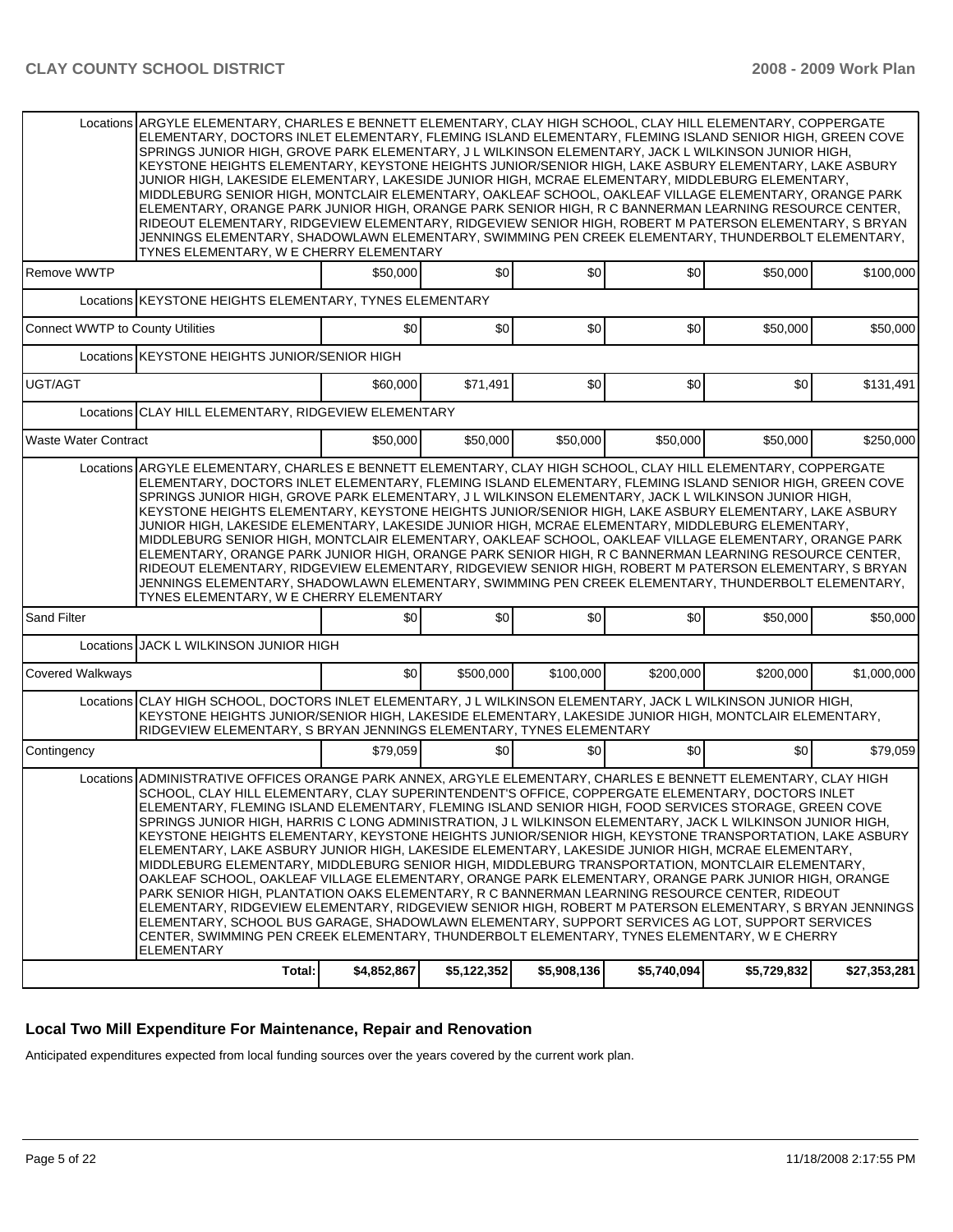| | | | | | | |
|---|---|---|---|---|---|---|
| Locations | ARGYLE ELEMENTARY, CHARLES E BENNETT ELEMENTARY, CLAY HIGH SCHOOL, CLAY HILL ELEMENTARY, COPPERGATE ELEMENTARY, DOCTORS INLET ELEMENTARY, FLEMING ISLAND ELEMENTARY, FLEMING ISLAND SENIOR HIGH, GREEN COVE SPRINGS JUNIOR HIGH, GROVE PARK ELEMENTARY, J L WILKINSON ELEMENTARY, JACK L WILKINSON JUNIOR HIGH, KEYSTONE HEIGHTS ELEMENTARY, KEYSTONE HEIGHTS JUNIOR/SENIOR HIGH, LAKE ASBURY ELEMENTARY, LAKE ASBURY JUNIOR HIGH, LAKESIDE ELEMENTARY, LAKESIDE JUNIOR HIGH, MCRAE ELEMENTARY, MIDDLEBURG ELEMENTARY, MIDDLEBURG SENIOR HIGH, MONTCLAIR ELEMENTARY, OAKLEAF SCHOOL, OAKLEAF VILLAGE ELEMENTARY, ORANGE PARK ELEMENTARY, ORANGE PARK JUNIOR HIGH, ORANGE PARK SENIOR HIGH, R C BANNERMAN LEARNING RESOURCE CENTER, RIDEOUT ELEMENTARY, RIDGEVIEW ELEMENTARY, RIDGEVIEW SENIOR HIGH, ROBERT M PATERSON ELEMENTARY, S BRYAN JENNINGS ELEMENTARY, SHADOWLAWN ELEMENTARY, SWIMMING PEN CREEK ELEMENTARY, THUNDERBOLT ELEMENTARY, TYNES ELEMENTARY, W E CHERRY ELEMENTARY | | | | | | |
| Remove WWTP | | $50,000 | $0 | $0 | $0 | $50,000 | $100,000 |
| Locations | KEYSTONE HEIGHTS ELEMENTARY, TYNES ELEMENTARY | | | | | | |
| Connect WWTP to County Utilities | | $0 | $0 | $0 | $0 | $50,000 | $50,000 |
| Locations | KEYSTONE HEIGHTS JUNIOR/SENIOR HIGH | | | | | | |
| UGT/AGT | | $60,000 | $71,491 | $0 | $0 | $0 | $131,491 |
| Locations | CLAY HILL ELEMENTARY, RIDGEVIEW ELEMENTARY | | | | | | |
| Waste Water Contract | | $50,000 | $50,000 | $50,000 | $50,000 | $50,000 | $250,000 |
| Locations | ARGYLE ELEMENTARY, CHARLES E BENNETT ELEMENTARY, CLAY HIGH SCHOOL, CLAY HILL ELEMENTARY, COPPERGATE ELEMENTARY, DOCTORS INLET ELEMENTARY, FLEMING ISLAND ELEMENTARY, FLEMING ISLAND SENIOR HIGH, GREEN COVE SPRINGS JUNIOR HIGH, GROVE PARK ELEMENTARY, J L WILKINSON ELEMENTARY, JACK L WILKINSON JUNIOR HIGH, KEYSTONE HEIGHTS ELEMENTARY, KEYSTONE HEIGHTS JUNIOR/SENIOR HIGH, LAKE ASBURY ELEMENTARY, LAKE ASBURY JUNIOR HIGH, LAKESIDE ELEMENTARY, LAKESIDE JUNIOR HIGH, MCRAE ELEMENTARY, MIDDLEBURG ELEMENTARY, MIDDLEBURG SENIOR HIGH, MONTCLAIR ELEMENTARY, OAKLEAF SCHOOL, OAKLEAF VILLAGE ELEMENTARY, ORANGE PARK ELEMENTARY, ORANGE PARK JUNIOR HIGH, ORANGE PARK SENIOR HIGH, R C BANNERMAN LEARNING RESOURCE CENTER, RIDEOUT ELEMENTARY, RIDGEVIEW ELEMENTARY, RIDGEVIEW SENIOR HIGH, ROBERT M PATERSON ELEMENTARY, S BRYAN JENNINGS ELEMENTARY, SHADOWLAWN ELEMENTARY, SWIMMING PEN CREEK ELEMENTARY, THUNDERBOLT ELEMENTARY, TYNES ELEMENTARY, W E CHERRY ELEMENTARY | | | | | | |
| Sand Filter | | $0 | $0 | $0 | $0 | $50,000 | $50,000 |
| Locations | JACK L WILKINSON JUNIOR HIGH | | | | | | |
| Covered Walkways | | $0 | $500,000 | $100,000 | $200,000 | $200,000 | $1,000,000 |
| Locations | CLAY HIGH SCHOOL, DOCTORS INLET ELEMENTARY, J L WILKINSON ELEMENTARY, JACK L WILKINSON JUNIOR HIGH, KEYSTONE HEIGHTS JUNIOR/SENIOR HIGH, LAKESIDE ELEMENTARY, LAKESIDE JUNIOR HIGH, MONTCLAIR ELEMENTARY, RIDGEVIEW ELEMENTARY, S BRYAN JENNINGS ELEMENTARY, TYNES ELEMENTARY | | | | | | |
| Contingency | | $79,059 | $0 | $0 | $0 | $0 | $79,059 |
| Locations | ADMINISTRATIVE OFFICES ORANGE PARK ANNEX, ARGYLE ELEMENTARY, CHARLES E BENNETT ELEMENTARY, CLAY HIGH SCHOOL, CLAY HILL ELEMENTARY, CLAY SUPERINTENDENT'S OFFICE, COPPERGATE ELEMENTARY, DOCTORS INLET ELEMENTARY, FLEMING ISLAND ELEMENTARY, FLEMING ISLAND SENIOR HIGH, FOOD SERVICES STORAGE, GREEN COVE SPRINGS JUNIOR HIGH, HARRIS C LONG ADMINISTRATION, J L WILKINSON ELEMENTARY, JACK L WILKINSON JUNIOR HIGH, KEYSTONE HEIGHTS ELEMENTARY, KEYSTONE HEIGHTS JUNIOR/SENIOR HIGH, KEYSTONE TRANSPORTATION, LAKE ASBURY ELEMENTARY, LAKE ASBURY JUNIOR HIGH, LAKESIDE ELEMENTARY, LAKESIDE JUNIOR HIGH, MCRAE ELEMENTARY, MIDDLEBURG ELEMENTARY, MIDDLEBURG SENIOR HIGH, MIDDLEBURG TRANSPORTATION, MONTCLAIR ELEMENTARY, OAKLEAF SCHOOL, OAKLEAF VILLAGE ELEMENTARY, ORANGE PARK ELEMENTARY, ORANGE PARK JUNIOR HIGH, ORANGE PARK SENIOR HIGH, PLANTATION OAKS ELEMENTARY, R C BANNERMAN LEARNING RESOURCE CENTER, RIDEOUT ELEMENTARY, RIDGEVIEW ELEMENTARY, RIDGEVIEW SENIOR HIGH, ROBERT M PATERSON ELEMENTARY, S BRYAN JENNINGS ELEMENTARY, SCHOOL BUS GARAGE, SHADOWLAWN ELEMENTARY, SUPPORT SERVICES AG LOT, SUPPORT SERVICES CENTER, SWIMMING PEN CREEK ELEMENTARY, THUNDERBOLT ELEMENTARY, TYNES ELEMENTARY, W E CHERRY ELEMENTARY | | | | | | |
| | Total: | $4,852,867 | $5,122,352 | $5,908,136 | $5,740,094 | $5,729,832 | $27,353,281 |

## Local Two Mill Expenditure For Maintenance, Repair and Renovation

Anticipated expenditures expected from local funding sources over the years covered by the current work plan.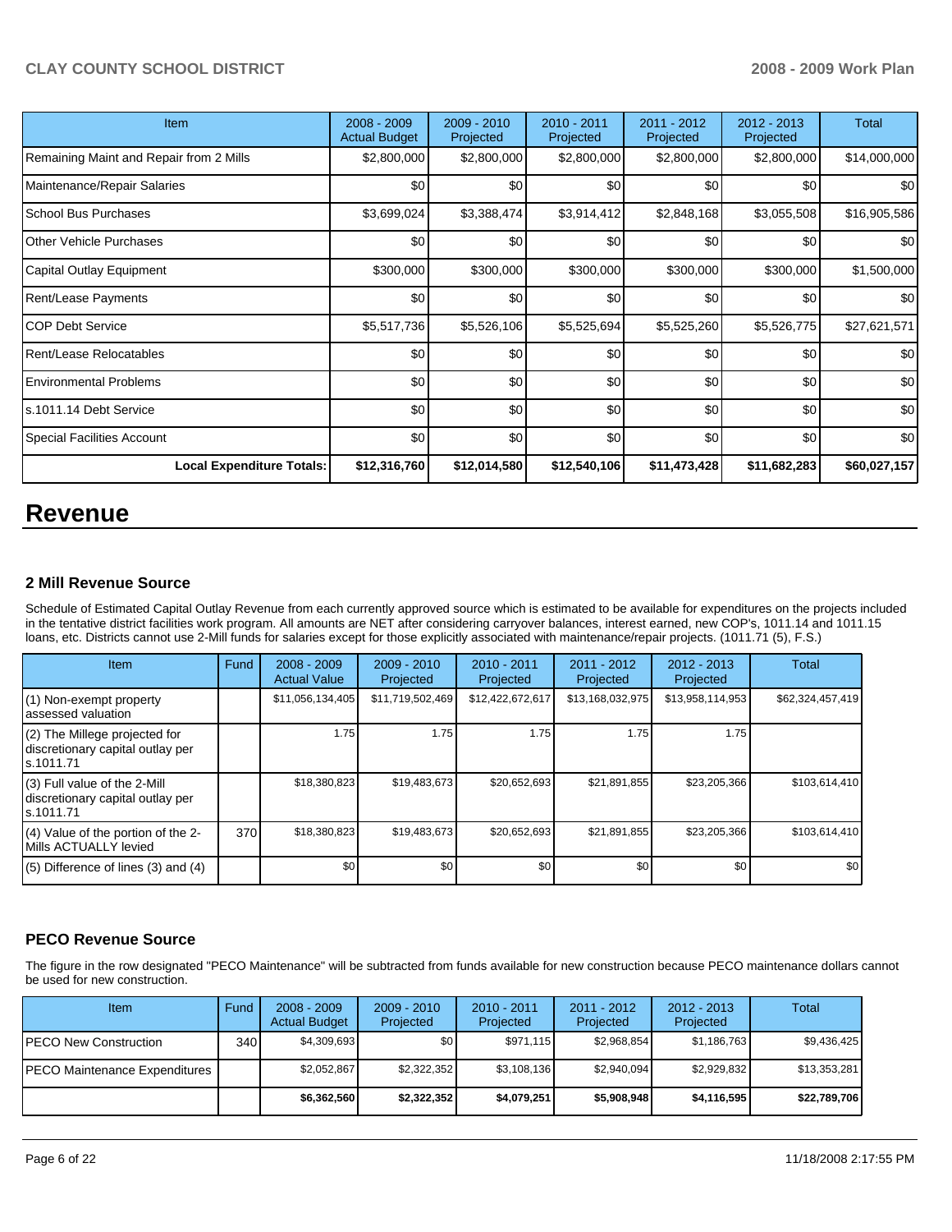| Item | 2008 - 2009 Actual Budget | 2009 - 2010 Projected | 2010 - 2011 Projected | 2011 - 2012 Projected | 2012 - 2013 Projected | Total |
|---|---|---|---|---|---|---|
| Remaining Maint and Repair from 2 Mills | $2,800,000 | $2,800,000 | $2,800,000 | $2,800,000 | $2,800,000 | $14,000,000 |
| Maintenance/Repair Salaries | $0 | $0 | $0 | $0 | $0 | $0 |
| School Bus Purchases | $3,699,024 | $3,388,474 | $3,914,412 | $2,848,168 | $3,055,508 | $16,905,586 |
| Other Vehicle Purchases | $0 | $0 | $0 | $0 | $0 | $0 |
| Capital Outlay Equipment | $300,000 | $300,000 | $300,000 | $300,000 | $300,000 | $1,500,000 |
| Rent/Lease Payments | $0 | $0 | $0 | $0 | $0 | $0 |
| COP Debt Service | $5,517,736 | $5,526,106 | $5,525,694 | $5,525,260 | $5,526,775 | $27,621,571 |
| Rent/Lease Relocatables | $0 | $0 | $0 | $0 | $0 | $0 |
| Environmental Problems | $0 | $0 | $0 | $0 | $0 | $0 |
| s.1011.14 Debt Service | $0 | $0 | $0 | $0 | $0 | $0 |
| Special Facilities Account | $0 | $0 | $0 | $0 | $0 | $0 |
| **Local Expenditure Totals:** | **$12,316,760** | **$12,014,580** | **$12,540,106** | **$11,473,428** | **$11,682,283** | **$60,027,157** |

# Revenue

### 2 Mill Revenue Source

Schedule of Estimated Capital Outlay Revenue from each currently approved source which is estimated to be available for expenditures on the projects included in the tentative district facilities work program. All amounts are NET after considering carryover balances, interest earned, new COP's, 1011.14 and 1011.15 loans, etc. Districts cannot use 2-Mill funds for salaries except for those explicitly associated with maintenance/repair projects. (1011.71 (5), F.S.)

| Item | Fund | 2008 - 2009 Actual Value | 2009 - 2010 Projected | 2010 - 2011 Projected | 2011 - 2012 Projected | 2012 - 2013 Projected | Total |
|---|---|---|---|---|---|---|---|
| (1) Non-exempt property assessed valuation | | $11,056,134,405 | $11,719,502,469 | $12,422,672,617 | $13,168,032,975 | $13,958,114,953 | $62,324,457,419 |
| (2) The Millege projected for discretionary capital outlay per s.1011.71 | | 1.75 | 1.75 | 1.75 | 1.75 | 1.75 | |
| (3) Full value of the 2-Mill discretionary capital outlay per s.1011.71 | | $18,380,823 | $19,483,673 | $20,652,693 | $21,891,855 | $23,205,366 | $103,614,410 |
| (4) Value of the portion of the 2-Mills ACTUALLY levied | 370 | $18,380,823 | $19,483,673 | $20,652,693 | $21,891,855 | $23,205,366 | $103,614,410 |
| (5) Difference of lines (3) and (4) | | $0 | $0 | $0 | $0 | $0 | $0 |

### PECO Revenue Source

The figure in the row designated "PECO Maintenance" will be subtracted from funds available for new construction because PECO maintenance dollars cannot be used for new construction.

| Item | Fund | 2008 - 2009 Actual Budget | 2009 - 2010 Projected | 2010 - 2011 Projected | 2011 - 2012 Projected | 2012 - 2013 Projected | Total |
|---|---|---|---|---|---|---|---|
| PECO New Construction | 340 | $4,309,693 | $0 | $971,115 | $2,968,854 | $1,186,763 | $9,436,425 |
| PECO Maintenance Expenditures | | $2,052,867 | $2,322,352 | $3,108,136 | $2,940,094 | $2,929,832 | $13,353,281 |
| | | **$6,362,560** | **$2,322,352** | **$4,079,251** | **$5,908,948** | **$4,116,595** | **$22,789,706** |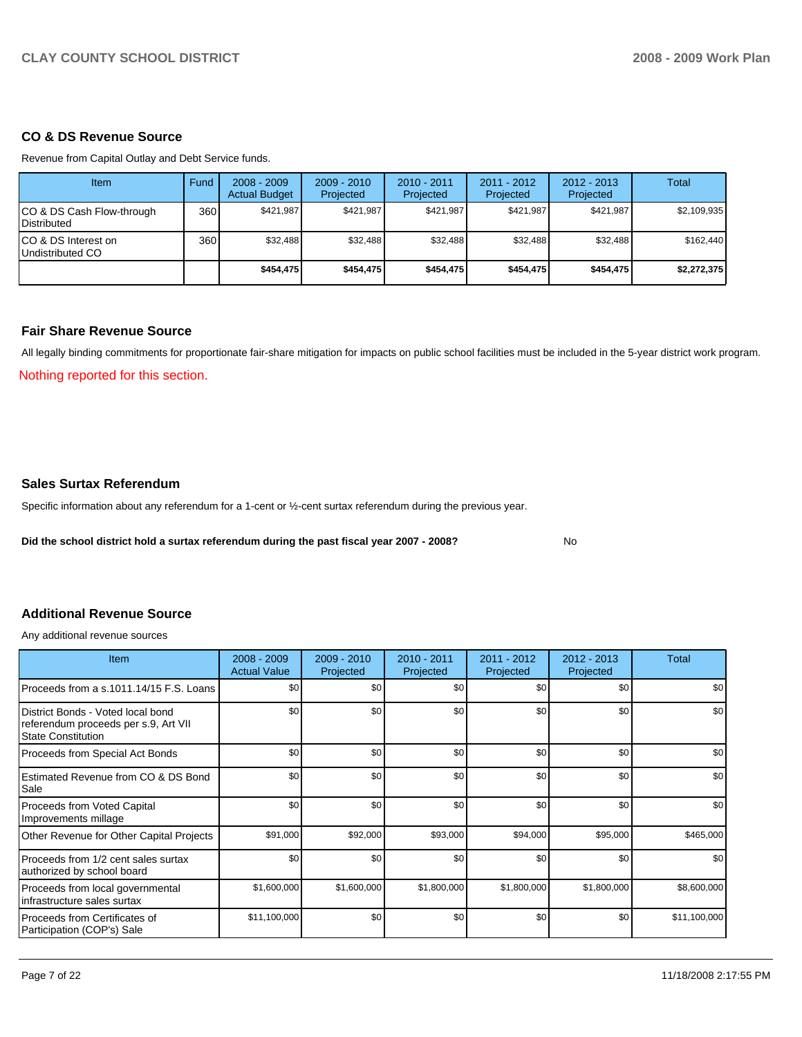## CO & DS Revenue Source

Revenue from Capital Outlay and Debt Service funds.

| Item | Fund | 2008 - 2009 Actual Budget | 2009 - 2010 Projected | 2010 - 2011 Projected | 2011 - 2012 Projected | 2012 - 2013 Projected | Total |
|---|---|---|---|---|---|---|---|
| CO & DS Cash Flow-through Distributed | 360 | $421,987 | $421,987 | $421,987 | $421,987 | $421,987 | $2,109,935 |
| CO & DS Interest on Undistributed CO | 360 | $32,488 | $32,488 | $32,488 | $32,488 | $32,488 | $162,440 |
| | | **$454,475** | **$454,475** | **$454,475** | **$454,475** | **$454,475** | **$2,272,375** |

## Fair Share Revenue Source

All legally binding commitments for proportionate fair-share mitigation for impacts on public school facilities must be included in the 5-year district work program.

Nothing reported for this section.

## Sales Surtax Referendum

Specific information about any referendum for a 1-cent or ½-cent surtax referendum during the previous year.

**Did the school district hold a surtax referendum during the past fiscal year 2007 - 2008?** No

## Additional Revenue Source

Any additional revenue sources

| Item | 2008 - 2009 Actual Value | 2009 - 2010 Projected | 2010 - 2011 Projected | 2011 - 2012 Projected | 2012 - 2013 Projected | Total |
|---|---|---|---|---|---|---|
| Proceeds from a s.1011.14/15 F.S. Loans | $0 | $0 | $0 | $0 | $0 | $0 |
| District Bonds - Voted local bond referendum proceeds per s.9, Art VII State Constitution | $0 | $0 | $0 | $0 | $0 | $0 |
| Proceeds from Special Act Bonds | $0 | $0 | $0 | $0 | $0 | $0 |
| Estimated Revenue from CO & DS Bond Sale | $0 | $0 | $0 | $0 | $0 | $0 |
| Proceeds from Voted Capital Improvements millage | $0 | $0 | $0 | $0 | $0 | $0 |
| Other Revenue for Other Capital Projects | $91,000 | $92,000 | $93,000 | $94,000 | $95,000 | $465,000 |
| Proceeds from 1/2 cent sales surtax authorized by school board | $0 | $0 | $0 | $0 | $0 | $0 |
| Proceeds from local governmental infrastructure sales surtax | $1,600,000 | $1,600,000 | $1,800,000 | $1,800,000 | $1,800,000 | $8,600,000 |
| Proceeds from Certificates of Participation (COP's) Sale | $11,100,000 | $0 | $0 | $0 | $0 | $11,100,000 |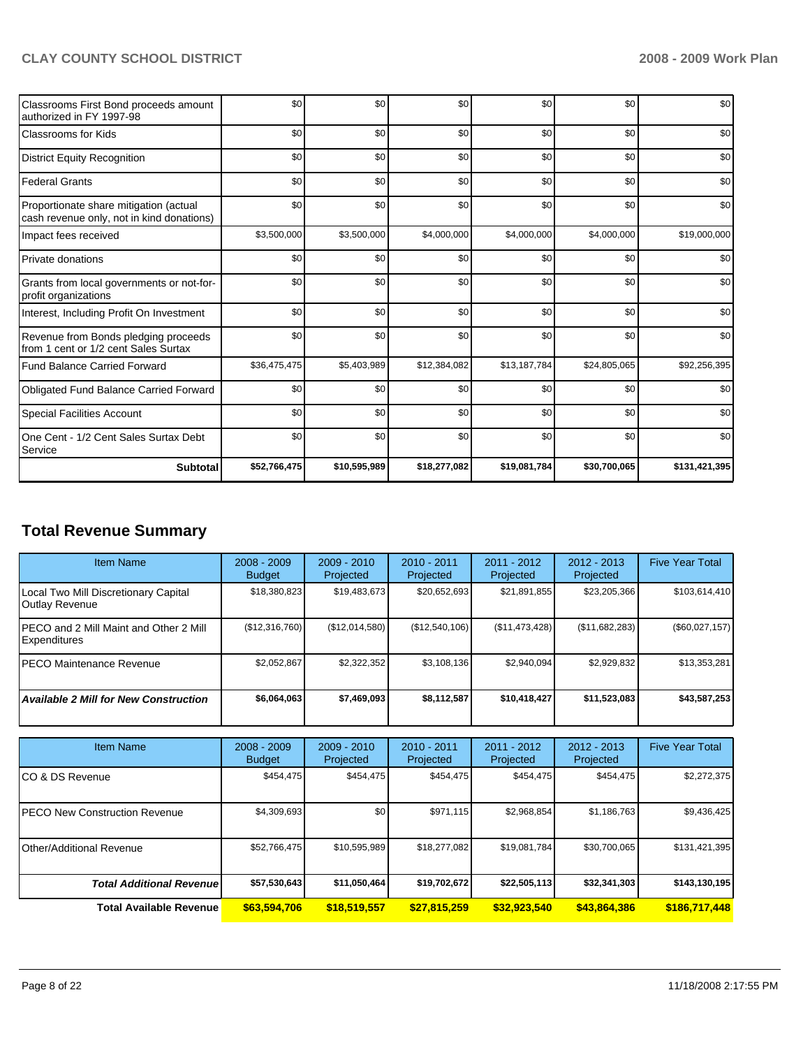| | | | | | | |
|---|---|---|---|---|---|---|
| Classrooms First Bond proceeds amount authorized in FY 1997-98 | $0 | $0 | $0 | $0 | $0 | $0 |
| Classrooms for Kids | $0 | $0 | $0 | $0 | $0 | $0 |
| District Equity Recognition | $0 | $0 | $0 | $0 | $0 | $0 |
| Federal Grants | $0 | $0 | $0 | $0 | $0 | $0 |
| Proportionate share mitigation (actual cash revenue only, not in kind donations) | $0 | $0 | $0 | $0 | $0 | $0 |
| Impact fees received | $3,500,000 | $3,500,000 | $4,000,000 | $4,000,000 | $4,000,000 | $19,000,000 |
| Private donations | $0 | $0 | $0 | $0 | $0 | $0 |
| Grants from local governments or not-for-profit organizations | $0 | $0 | $0 | $0 | $0 | $0 |
| Interest, Including Profit On Investment | $0 | $0 | $0 | $0 | $0 | $0 |
| Revenue from Bonds pledging proceeds from 1 cent or 1/2 cent Sales Surtax | $0 | $0 | $0 | $0 | $0 | $0 |
| Fund Balance Carried Forward | $36,475,475 | $5,403,989 | $12,384,082 | $13,187,784 | $24,805,065 | $92,256,395 |
| Obligated Fund Balance Carried Forward | $0 | $0 | $0 | $0 | $0 | $0 |
| Special Facilities Account | $0 | $0 | $0 | $0 | $0 | $0 |
| One Cent - 1/2 Cent Sales Surtax Debt Service | $0 | $0 | $0 | $0 | $0 | $0 |
| **Subtotal** | **$52,766,475** | **$10,595,989** | **$18,277,082** | **$19,081,784** | **$30,700,065** | **$131,421,395** |

## Total Revenue Summary

| Item Name | 2008 - 2009 Budget | 2009 - 2010 Projected | 2010 - 2011 Projected | 2011 - 2012 Projected | 2012 - 2013 Projected | Five Year Total |
|---|---|---|---|---|---|---|
| Local Two Mill Discretionary Capital Outlay Revenue | $18,380,823 | $19,483,673 | $20,652,693 | $21,891,855 | $23,205,366 | $103,614,410 |
| PECO and 2 Mill Maint and Other 2 Mill Expenditures | ($12,316,760) | ($12,014,580) | ($12,540,106) | ($11,473,428) | ($11,682,283) | ($60,027,157) |
| PECO Maintenance Revenue | $2,052,867 | $2,322,352 | $3,108,136 | $2,940,094 | $2,929,832 | $13,353,281 |
| ***Available 2 Mill for New Construction*** | **$6,064,063** | **$7,469,093** | **$8,112,587** | **$10,418,427** | **$11,523,083** | **$43,587,253** |

| Item Name | 2008 - 2009 Budget | 2009 - 2010 Projected | 2010 - 2011 Projected | 2011 - 2012 Projected | 2012 - 2013 Projected | Five Year Total |
|---|---|---|---|---|---|---|
| CO & DS Revenue | $454,475 | $454,475 | $454,475 | $454,475 | $454,475 | $2,272,375 |
| PECO New Construction Revenue | $4,309,693 | $0 | $971,115 | $2,968,854 | $1,186,763 | $9,436,425 |
| Other/Additional Revenue | $52,766,475 | $10,595,989 | $18,277,082 | $19,081,784 | $30,700,065 | $131,421,395 |
| ***Total Additional Revenue*** | **$57,530,643** | **$11,050,464** | **$19,702,672** | **$22,505,113** | **$32,341,303** | **$143,130,195** |
| **Total Available Revenue** | **$63,594,706** | **$18,519,557** | **$27,815,259** | **$32,923,540** | **$43,864,386** | **$186,717,448** |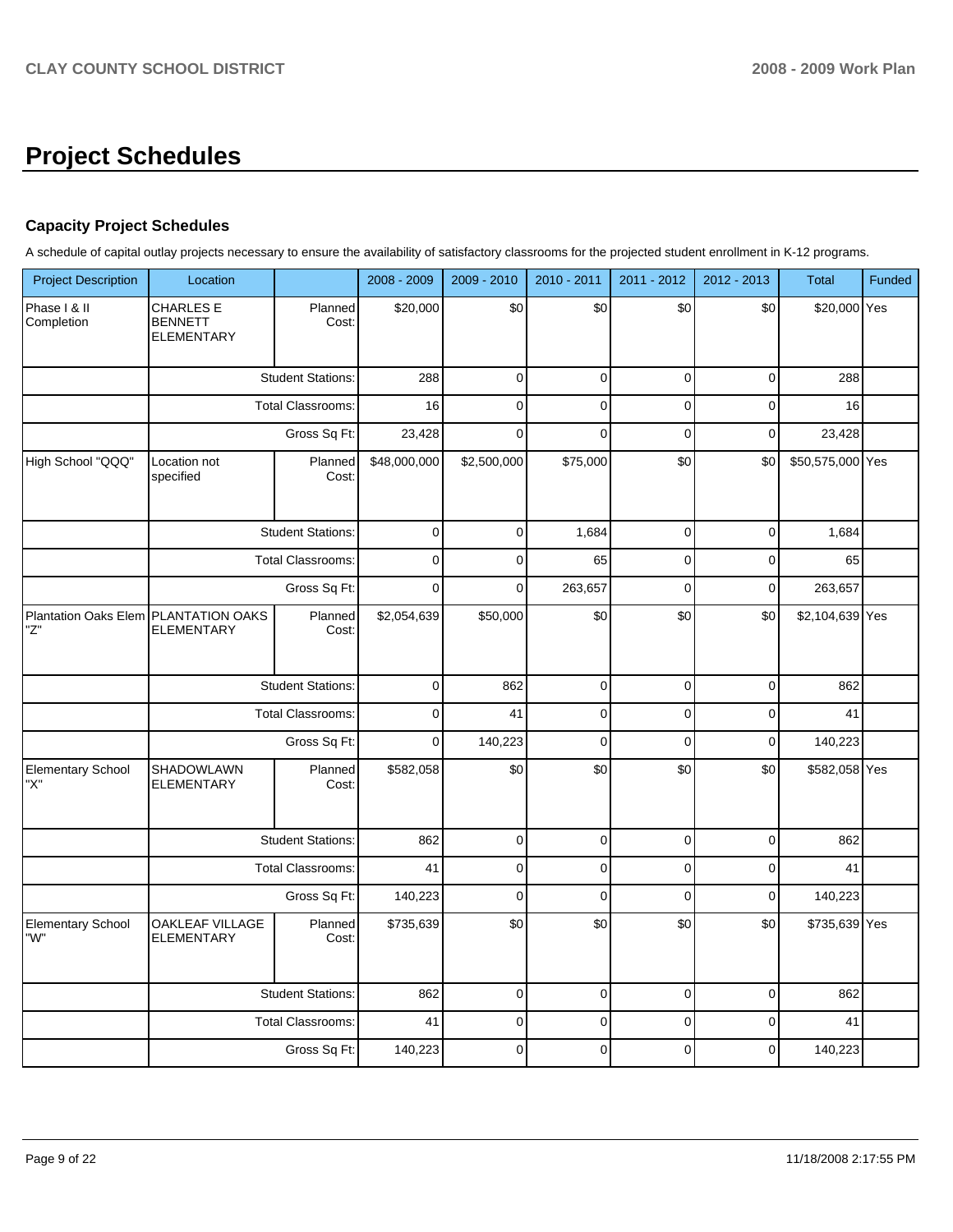# Project Schedules

### Capacity Project Schedules

A schedule of capital outlay projects necessary to ensure the availability of satisfactory classrooms for the projected student enrollment in K-12 programs.

| Project Description | Location | | 2008 - 2009 | 2009 - 2010 | 2010 - 2011 | 2011 - 2012 | 2012 - 2013 | Total | Funded |
|---|---|---|---|---|---|---|---|---|---|
| Phase I & II Completion | CHARLES E BENNETT ELEMENTARY | Planned Cost: | $20,000 | $0 | $0 | $0 | $0 | $20,000 | Yes |
| | | Student Stations: | 288 | 0 | 0 | 0 | 0 | 288 | |
| | | Total Classrooms: | 16 | 0 | 0 | 0 | 0 | 16 | |
| | | Gross Sq Ft: | 23,428 | 0 | 0 | 0 | 0 | 23,428 | |
| High School "QQQ" | Location not specified | Planned Cost: | $48,000,000 | $2,500,000 | $75,000 | $0 | $0 | $50,575,000 | Yes |
| | | Student Stations: | 0 | 0 | 1,684 | 0 | 0 | 1,684 | |
| | | Total Classrooms: | 0 | 0 | 65 | 0 | 0 | 65 | |
| | | Gross Sq Ft: | 0 | 0 | 263,657 | 0 | 0 | 263,657 | |
| Plantation Oaks Elem "Z" | PLANTATION OAKS ELEMENTARY | Planned Cost: | $2,054,639 | $50,000 | $0 | $0 | $0 | $2,104,639 | Yes |
| | | Student Stations: | 0 | 862 | 0 | 0 | 0 | 862 | |
| | | Total Classrooms: | 0 | 41 | 0 | 0 | 0 | 41 | |
| | | Gross Sq Ft: | 0 | 140,223 | 0 | 0 | 0 | 140,223 | |
| Elementary School "X" | SHADOWLAWN ELEMENTARY | Planned Cost: | $582,058 | $0 | $0 | $0 | $0 | $582,058 | Yes |
| | | Student Stations: | 862 | 0 | 0 | 0 | 0 | 862 | |
| | | Total Classrooms: | 41 | 0 | 0 | 0 | 0 | 41 | |
| | | Gross Sq Ft: | 140,223 | 0 | 0 | 0 | 0 | 140,223 | |
| Elementary School "W" | OAKLEAF VILLAGE ELEMENTARY | Planned Cost: | $735,639 | $0 | $0 | $0 | $0 | $735,639 | Yes |
| | | Student Stations: | 862 | 0 | 0 | 0 | 0 | 862 | |
| | | Total Classrooms: | 41 | 0 | 0 | 0 | 0 | 41 | |
| | | Gross Sq Ft: | 140,223 | 0 | 0 | 0 | 0 | 140,223 | |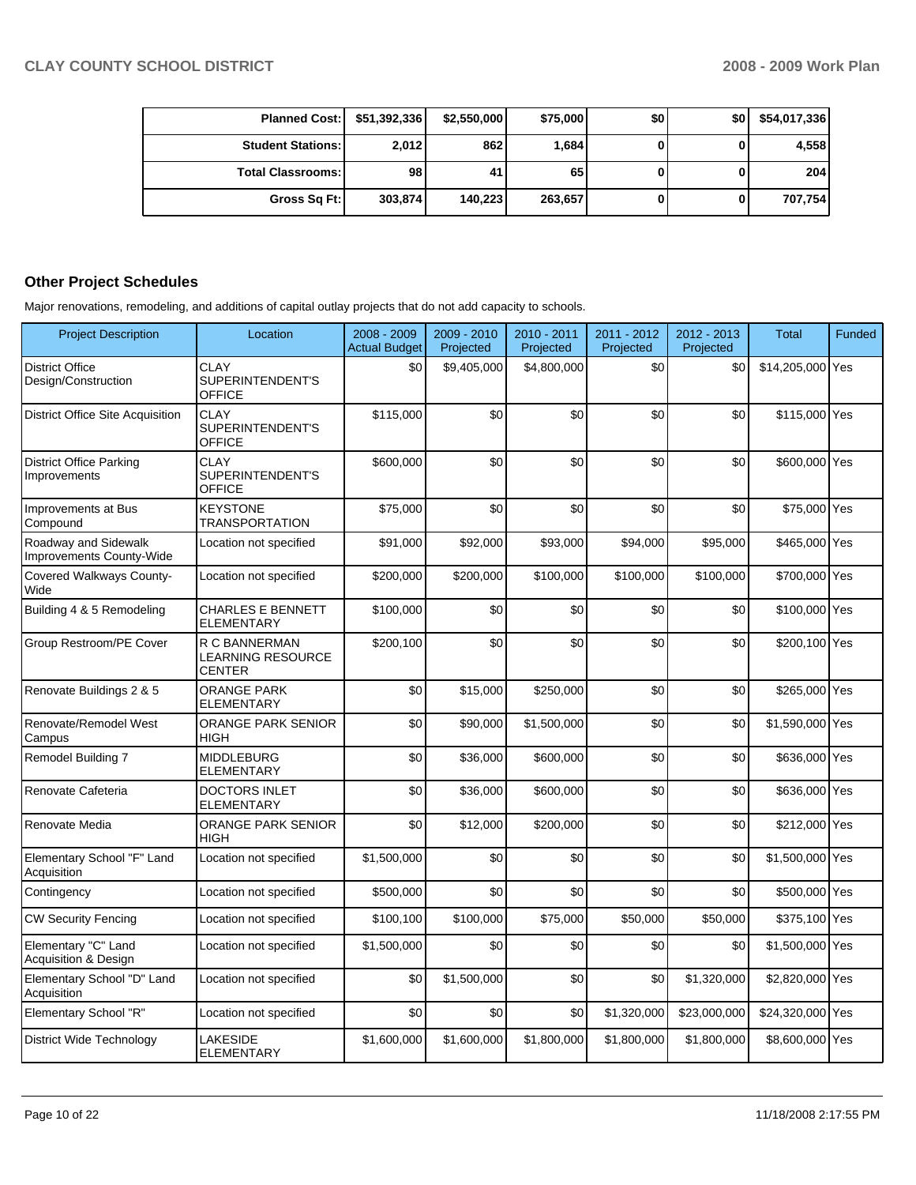| Planned Cost: | $51,392,336 | $2,550,000 | $75,000 | $0 | $0 | $54,017,336 |
|---|---|---|---|---|---|---|
| Student Stations: | 2,012 | 862 | 1,684 | 0 | 0 | 4,558 |
| Total Classrooms: | 98 | 41 | 65 | 0 | 0 | 204 |
| Gross Sq Ft: | 303,874 | 140,223 | 263,657 | 0 | 0 | 707,754 |

## Other Project Schedules

Major renovations, remodeling, and additions of capital outlay projects that do not add capacity to schools.

| Project Description | Location | 2008 - 2009 Actual Budget | 2009 - 2010 Projected | 2010 - 2011 Projected | 2011 - 2012 Projected | 2012 - 2013 Projected | Total | Funded |
|---|---|---|---|---|---|---|---|---|
| District Office Design/Construction | CLAY SUPERINTENDENT'S OFFICE | $0 | $9,405,000 | $4,800,000 | $0 | $0 | $14,205,000 | Yes |
| District Office Site Acquisition | CLAY SUPERINTENDENT'S OFFICE | $115,000 | $0 | $0 | $0 | $0 | $115,000 | Yes |
| District Office Parking Improvements | CLAY SUPERINTENDENT'S OFFICE | $600,000 | $0 | $0 | $0 | $0 | $600,000 | Yes |
| Improvements at Bus Compound | KEYSTONE TRANSPORTATION | $75,000 | $0 | $0 | $0 | $0 | $75,000 | Yes |
| Roadway and Sidewalk Improvements County-Wide | Location not specified | $91,000 | $92,000 | $93,000 | $94,000 | $95,000 | $465,000 | Yes |
| Covered Walkways County-Wide | Location not specified | $200,000 | $200,000 | $100,000 | $100,000 | $100,000 | $700,000 | Yes |
| Building 4 & 5 Remodeling | CHARLES E BENNETT ELEMENTARY | $100,000 | $0 | $0 | $0 | $0 | $100,000 | Yes |
| Group Restroom/PE Cover | R C BANNERMAN LEARNING RESOURCE CENTER | $200,100 | $0 | $0 | $0 | $0 | $200,100 | Yes |
| Renovate Buildings 2 & 5 | ORANGE PARK ELEMENTARY | $0 | $15,000 | $250,000 | $0 | $0 | $265,000 | Yes |
| Renovate/Remodel West Campus | ORANGE PARK SENIOR HIGH | $0 | $90,000 | $1,500,000 | $0 | $0 | $1,590,000 | Yes |
| Remodel Building 7 | MIDDLEBURG ELEMENTARY | $0 | $36,000 | $600,000 | $0 | $0 | $636,000 | Yes |
| Renovate Cafeteria | DOCTORS INLET ELEMENTARY | $0 | $36,000 | $600,000 | $0 | $0 | $636,000 | Yes |
| Renovate Media | ORANGE PARK SENIOR HIGH | $0 | $12,000 | $200,000 | $0 | $0 | $212,000 | Yes |
| Elementary School "F" Land Acquisition | Location not specified | $1,500,000 | $0 | $0 | $0 | $0 | $1,500,000 | Yes |
| Contingency | Location not specified | $500,000 | $0 | $0 | $0 | $0 | $500,000 | Yes |
| CW Security Fencing | Location not specified | $100,100 | $100,000 | $75,000 | $50,000 | $50,000 | $375,100 | Yes |
| Elementary "C" Land Acquisition & Design | Location not specified | $1,500,000 | $0 | $0 | $0 | $0 | $1,500,000 | Yes |
| Elementary School "D" Land Acquisition | Location not specified | $0 | $1,500,000 | $0 | $0 | $1,320,000 | $2,820,000 | Yes |
| Elementary School "R" | Location not specified | $0 | $0 | $0 | $1,320,000 | $23,000,000 | $24,320,000 | Yes |
| District Wide Technology | LAKESIDE ELEMENTARY | $1,600,000 | $1,600,000 | $1,800,000 | $1,800,000 | $1,800,000 | $8,600,000 | Yes |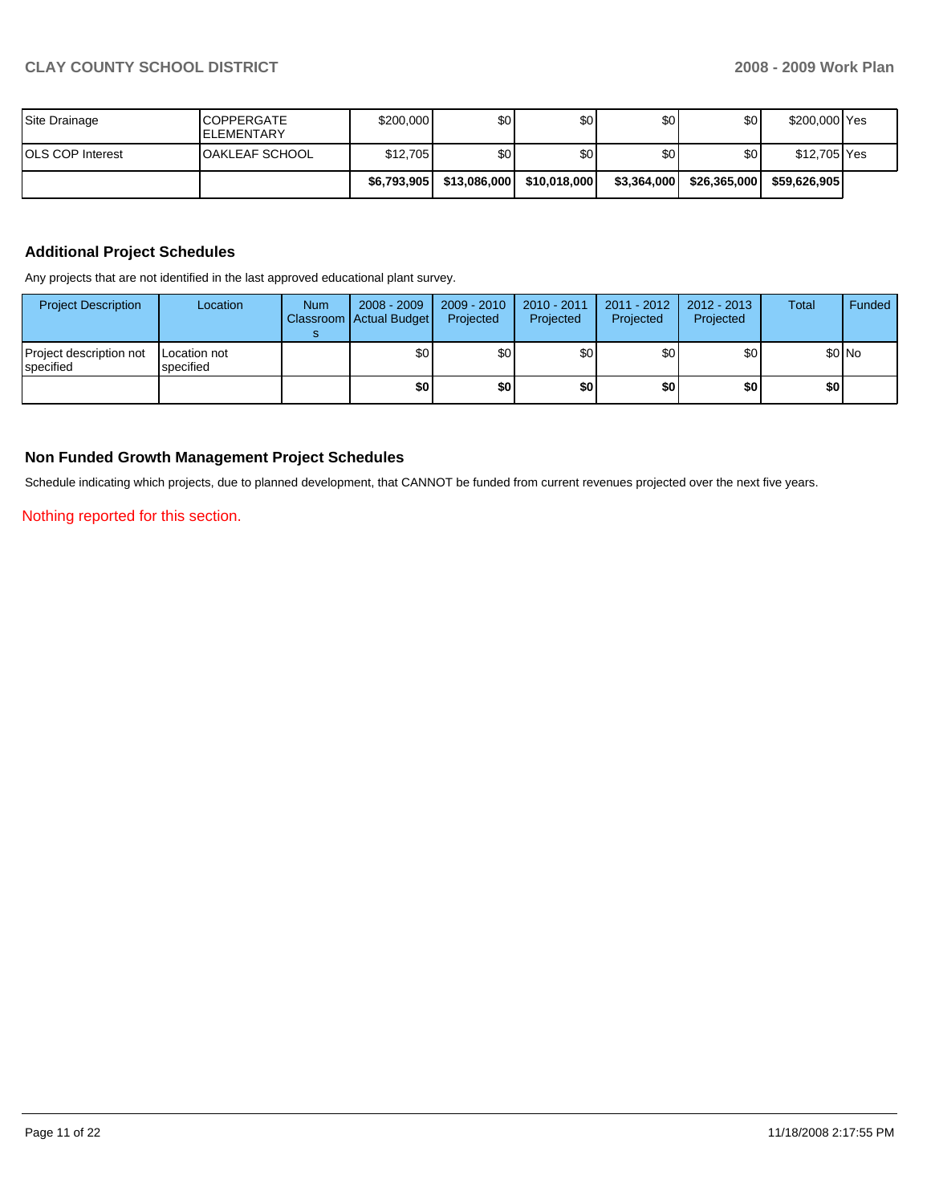| | | | | | | | | |
|---|---|---|---|---|---|---|---|---|
| Site Drainage | COPPERGATE ELEMENTARY | $200,000 | $0 | $0 | $0 | $0 | $200,000 | Yes |
| OLS COP Interest | OAKLEAF SCHOOL | $12,705 | $0 | $0 | $0 | $0 | $12,705 | Yes |
| | | **$6,793,905** | **$13,086,000** | **$10,018,000** | **$3,364,000** | **$26,365,000** | **$59,626,905** | |

### Additional Project Schedules

Any projects that are not identified in the last approved educational plant survey.

| Project Description | Location | Num Classrooms | 2008 - 2009 Actual Budget | 2009 - 2010 Projected | 2010 - 2011 Projected | 2011 - 2012 Projected | 2012 - 2013 Projected | Total | Funded |
|---|---|---|---|---|---|---|---|---|---|
| Project description not specified | Location not specified | | $0 | $0 | $0 | $0 | $0 | $0 | No |
| | | | **$0** | **$0** | **$0** | **$0** | **$0** | **$0** | |

### Non Funded Growth Management Project Schedules

Schedule indicating which projects, due to planned development, that CANNOT be funded from current revenues projected over the next five years.

Nothing reported for this section.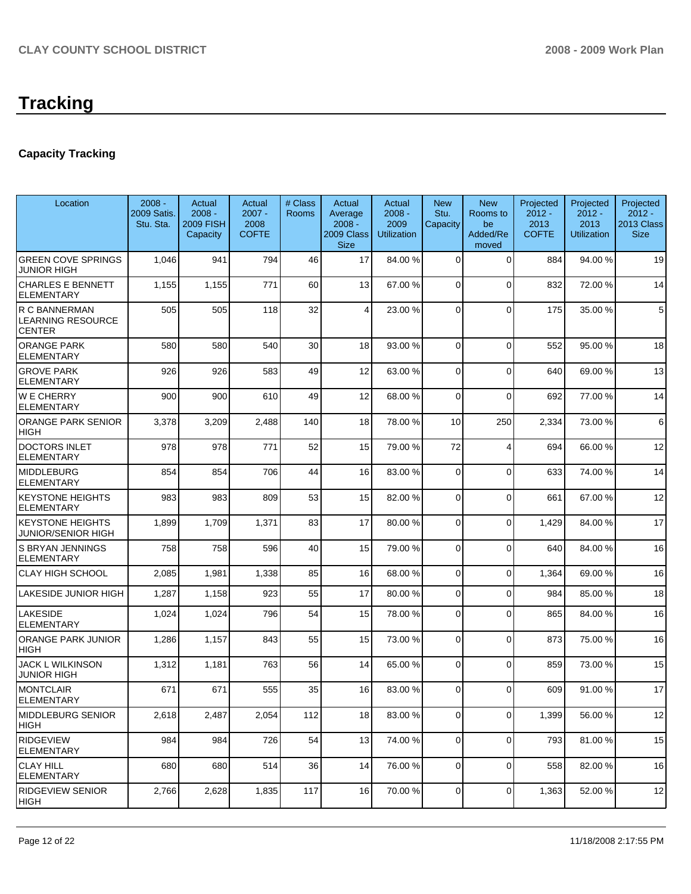# Tracking

### Capacity Tracking

| Location | 2008 - 2009 Satis. Stu. Sta. | Actual 2008 - 2009 FISH Capacity | Actual 2007 - 2008 COFTE | # Class Rooms | Actual Average 2008 - 2009 Class Size | Actual 2008 - 2009 Utilization | New Stu. Capacity | New Rooms to be Added/Removed | Projected 2012 - 2013 COFTE | Projected 2012 - 2013 Utilization | Projected 2012 - 2013 Class Size |
|---|---|---|---|---|---|---|---|---|---|---|---|
| GREEN COVE SPRINGS JUNIOR HIGH | 1,046 | 941 | 794 | 46 | 17 | 84.00 % | 0 | 0 | 884 | 94.00 % | 19 |
| CHARLES E BENNETT ELEMENTARY | 1,155 | 1,155 | 771 | 60 | 13 | 67.00 % | 0 | 0 | 832 | 72.00 % | 14 |
| R C BANNERMAN LEARNING RESOURCE CENTER | 505 | 505 | 118 | 32 | 4 | 23.00 % | 0 | 0 | 175 | 35.00 % | 5 |
| ORANGE PARK ELEMENTARY | 580 | 580 | 540 | 30 | 18 | 93.00 % | 0 | 0 | 552 | 95.00 % | 18 |
| GROVE PARK ELEMENTARY | 926 | 926 | 583 | 49 | 12 | 63.00 % | 0 | 0 | 640 | 69.00 % | 13 |
| W E CHERRY ELEMENTARY | 900 | 900 | 610 | 49 | 12 | 68.00 % | 0 | 0 | 692 | 77.00 % | 14 |
| ORANGE PARK SENIOR HIGH | 3,378 | 3,209 | 2,488 | 140 | 18 | 78.00 % | 10 | 250 | 2,334 | 73.00 % | 6 |
| DOCTORS INLET ELEMENTARY | 978 | 978 | 771 | 52 | 15 | 79.00 % | 72 | 4 | 694 | 66.00 % | 12 |
| MIDDLEBURG ELEMENTARY | 854 | 854 | 706 | 44 | 16 | 83.00 % | 0 | 0 | 633 | 74.00 % | 14 |
| KEYSTONE HEIGHTS ELEMENTARY | 983 | 983 | 809 | 53 | 15 | 82.00 % | 0 | 0 | 661 | 67.00 % | 12 |
| KEYSTONE HEIGHTS JUNIOR/SENIOR HIGH | 1,899 | 1,709 | 1,371 | 83 | 17 | 80.00 % | 0 | 0 | 1,429 | 84.00 % | 17 |
| S BRYAN JENNINGS ELEMENTARY | 758 | 758 | 596 | 40 | 15 | 79.00 % | 0 | 0 | 640 | 84.00 % | 16 |
| CLAY HIGH SCHOOL | 2,085 | 1,981 | 1,338 | 85 | 16 | 68.00 % | 0 | 0 | 1,364 | 69.00 % | 16 |
| LAKESIDE JUNIOR HIGH | 1,287 | 1,158 | 923 | 55 | 17 | 80.00 % | 0 | 0 | 984 | 85.00 % | 18 |
| LAKESIDE ELEMENTARY | 1,024 | 1,024 | 796 | 54 | 15 | 78.00 % | 0 | 0 | 865 | 84.00 % | 16 |
| ORANGE PARK JUNIOR HIGH | 1,286 | 1,157 | 843 | 55 | 15 | 73.00 % | 0 | 0 | 873 | 75.00 % | 16 |
| JACK L WILKINSON JUNIOR HIGH | 1,312 | 1,181 | 763 | 56 | 14 | 65.00 % | 0 | 0 | 859 | 73.00 % | 15 |
| MONTCLAIR ELEMENTARY | 671 | 671 | 555 | 35 | 16 | 83.00 % | 0 | 0 | 609 | 91.00 % | 17 |
| MIDDLEBURG SENIOR HIGH | 2,618 | 2,487 | 2,054 | 112 | 18 | 83.00 % | 0 | 0 | 1,399 | 56.00 % | 12 |
| RIDGEVIEW ELEMENTARY | 984 | 984 | 726 | 54 | 13 | 74.00 % | 0 | 0 | 793 | 81.00 % | 15 |
| CLAY HILL ELEMENTARY | 680 | 680 | 514 | 36 | 14 | 76.00 % | 0 | 0 | 558 | 82.00 % | 16 |
| RIDGEVIEW SENIOR HIGH | 2,766 | 2,628 | 1,835 | 117 | 16 | 70.00 % | 0 | 0 | 1,363 | 52.00 % | 12 |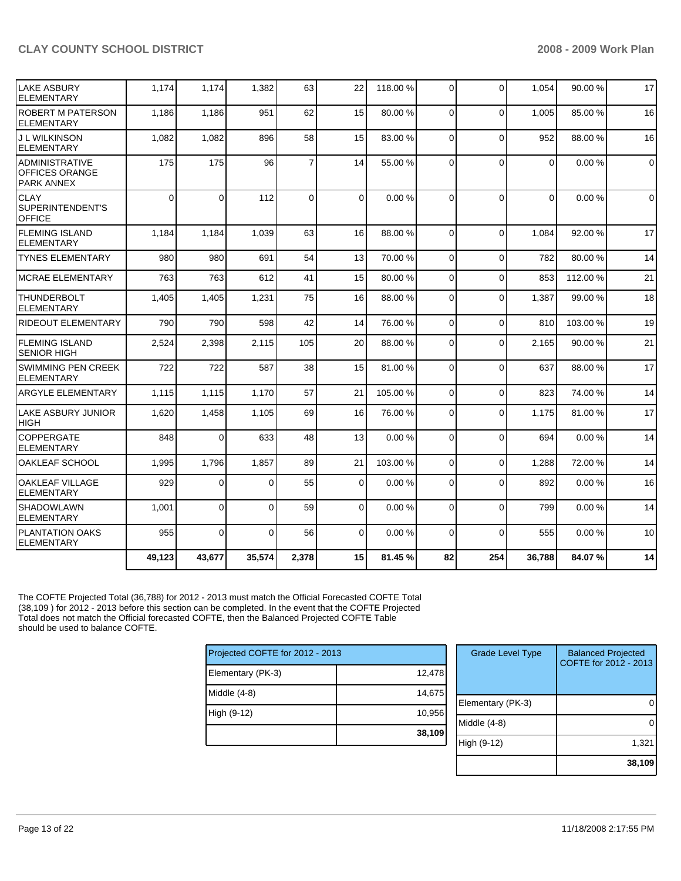| | | | | | | | | | | | |
|---|---|---|---|---|---|---|---|---|---|---|---|
| LAKE ASBURY ELEMENTARY | 1,174 | 1,174 | 1,382 | 63 | 22 | 118.00 % | 0 | 0 | 1,054 | 90.00 % | 17 |
| ROBERT M PATERSON ELEMENTARY | 1,186 | 1,186 | 951 | 62 | 15 | 80.00 % | 0 | 0 | 1,005 | 85.00 % | 16 |
| J L WILKINSON ELEMENTARY | 1,082 | 1,082 | 896 | 58 | 15 | 83.00 % | 0 | 0 | 952 | 88.00 % | 16 |
| ADMINISTRATIVE OFFICES ORANGE PARK ANNEX | 175 | 175 | 96 | 7 | 14 | 55.00 % | 0 | 0 | 0 | 0.00 % | 0 |
| CLAY SUPERINTENDENT'S OFFICE | 0 | 0 | 112 | 0 | 0 | 0.00 % | 0 | 0 | 0 | 0.00 % | 0 |
| FLEMING ISLAND ELEMENTARY | 1,184 | 1,184 | 1,039 | 63 | 16 | 88.00 % | 0 | 0 | 1,084 | 92.00 % | 17 |
| TYNES ELEMENTARY | 980 | 980 | 691 | 54 | 13 | 70.00 % | 0 | 0 | 782 | 80.00 % | 14 |
| MCRAE ELEMENTARY | 763 | 763 | 612 | 41 | 15 | 80.00 % | 0 | 0 | 853 | 112.00 % | 21 |
| THUNDERBOLT ELEMENTARY | 1,405 | 1,405 | 1,231 | 75 | 16 | 88.00 % | 0 | 0 | 1,387 | 99.00 % | 18 |
| RIDEOUT ELEMENTARY | 790 | 790 | 598 | 42 | 14 | 76.00 % | 0 | 0 | 810 | 103.00 % | 19 |
| FLEMING ISLAND SENIOR HIGH | 2,524 | 2,398 | 2,115 | 105 | 20 | 88.00 % | 0 | 0 | 2,165 | 90.00 % | 21 |
| SWIMMING PEN CREEK ELEMENTARY | 722 | 722 | 587 | 38 | 15 | 81.00 % | 0 | 0 | 637 | 88.00 % | 17 |
| ARGYLE ELEMENTARY | 1,115 | 1,115 | 1,170 | 57 | 21 | 105.00 % | 0 | 0 | 823 | 74.00 % | 14 |
| LAKE ASBURY JUNIOR HIGH | 1,620 | 1,458 | 1,105 | 69 | 16 | 76.00 % | 0 | 0 | 1,175 | 81.00 % | 17 |
| COPPERGATE ELEMENTARY | 848 | 0 | 633 | 48 | 13 | 0.00 % | 0 | 0 | 694 | 0.00 % | 14 |
| OAKLEAF SCHOOL | 1,995 | 1,796 | 1,857 | 89 | 21 | 103.00 % | 0 | 0 | 1,288 | 72.00 % | 14 |
| OAKLEAF VILLAGE ELEMENTARY | 929 | 0 | 0 | 55 | 0 | 0.00 % | 0 | 0 | 892 | 0.00 % | 16 |
| SHADOWLAWN ELEMENTARY | 1,001 | 0 | 0 | 59 | 0 | 0.00 % | 0 | 0 | 799 | 0.00 % | 14 |
| PLANTATION OAKS ELEMENTARY | 955 | 0 | 0 | 56 | 0 | 0.00 % | 0 | 0 | 555 | 0.00 % | 10 |
| | **49,123** | **43,677** | **35,574** | **2,378** | **15** | **81.45 %** | **82** | **254** | **36,788** | **84.07 %** | **14** |

The COFTE Projected Total (36,788) for 2012 - 2013 must match the Official Forecasted COFTE Total (38,109 ) for 2012 - 2013 before this section can be completed. In the event that the COFTE Projected Total does not match the Official forecasted COFTE, then the Balanced Projected COFTE Table should be used to balance COFTE.

| Projected COFTE for 2012 - 2013 | |
|---|---|
| Elementary (PK-3) | 12,478 |
| Middle (4-8) | 14,675 |
| High (9-12) | 10,956 |
| | **38,109** |

| Grade Level Type | Balanced Projected COFTE for 2012 - 2013 |
|---|---|
| Elementary (PK-3) | 0 |
| Middle (4-8) | 0 |
| High (9-12) | 1,321 |
| | **38,109** |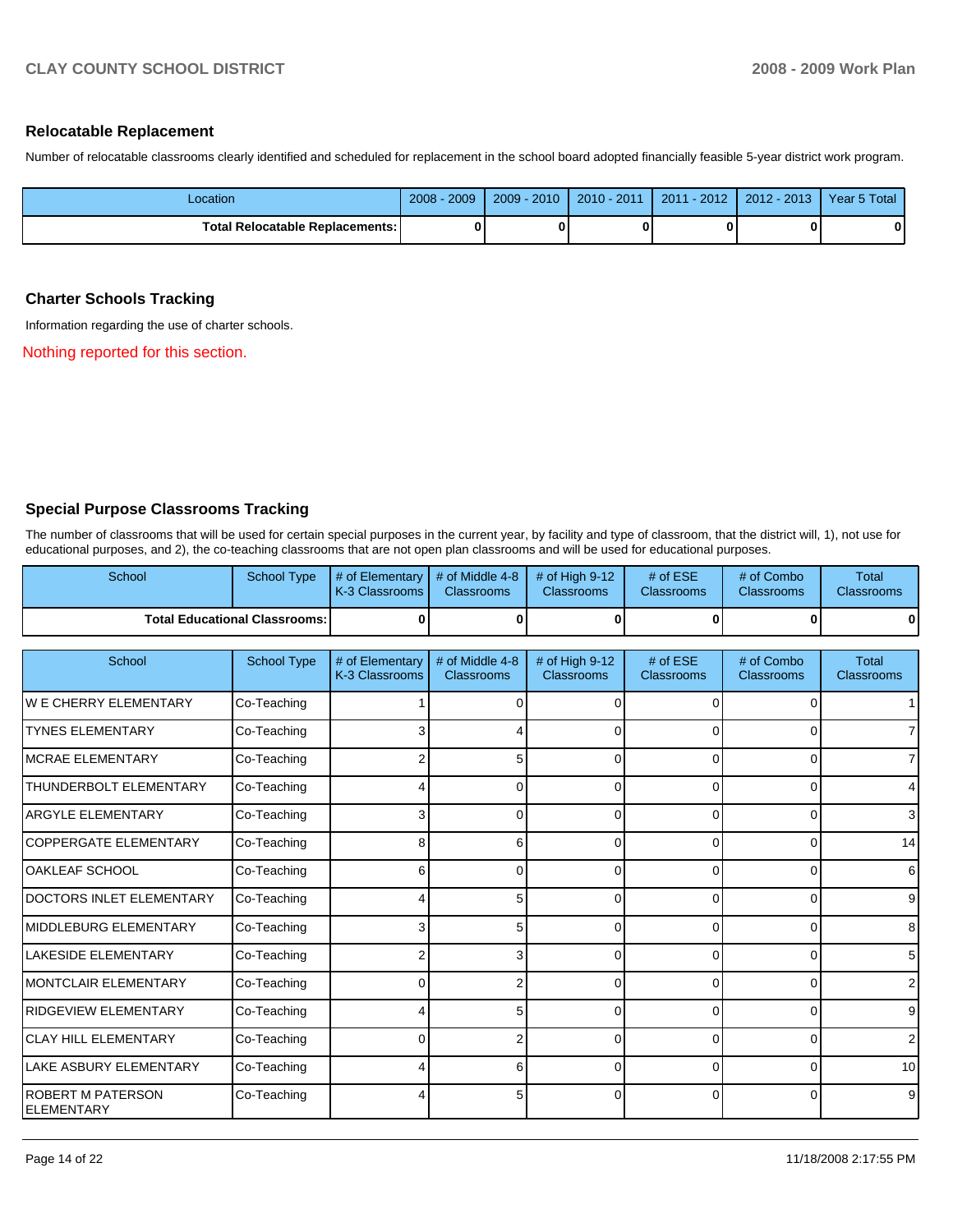## Relocatable Replacement

Number of relocatable classrooms clearly identified and scheduled for replacement in the school board adopted financially feasible 5-year district work program.

| Location | 2008 - 2009 | 2009 - 2010 | 2010 - 2011 | 2011 - 2012 | 2012 - 2013 | Year 5 Total |
|---|---|---|---|---|---|---|
| **Total Relocatable Replacements:** | **0** | **0** | **0** | **0** | **0** | **0** |

## Charter Schools Tracking

Information regarding the use of charter schools.

Nothing reported for this section.

## Special Purpose Classrooms Tracking

The number of classrooms that will be used for certain special purposes in the current year, by facility and type of classroom, that the district will, 1), not use for educational purposes, and 2), the co-teaching classrooms that are not open plan classrooms and will be used for educational purposes.

| School | School Type | # of Elementary K-3 Classrooms | # of Middle 4-8 Classrooms | # of High 9-12 Classrooms | # of ESE Classrooms | # of Combo Classrooms | Total Classrooms |
|---|---|---|---|---|---|---|---|
| **Total Educational Classrooms:** | | **0** | **0** | **0** | **0** | **0** | **0** |

| School | School Type | # of Elementary K-3 Classrooms | # of Middle 4-8 Classrooms | # of High 9-12 Classrooms | # of ESE Classrooms | # of Combo Classrooms | Total Classrooms |
|---|---|---|---|---|---|---|---|
| W E CHERRY ELEMENTARY | Co-Teaching | 1 | 0 | 0 | 0 | 0 | 1 |
| TYNES ELEMENTARY | Co-Teaching | 3 | 4 | 0 | 0 | 0 | 7 |
| MCRAE ELEMENTARY | Co-Teaching | 2 | 5 | 0 | 0 | 0 | 7 |
| THUNDERBOLT ELEMENTARY | Co-Teaching | 4 | 0 | 0 | 0 | 0 | 4 |
| ARGYLE ELEMENTARY | Co-Teaching | 3 | 0 | 0 | 0 | 0 | 3 |
| COPPERGATE ELEMENTARY | Co-Teaching | 8 | 6 | 0 | 0 | 0 | 14 |
| OAKLEAF SCHOOL | Co-Teaching | 6 | 0 | 0 | 0 | 0 | 6 |
| DOCTORS INLET ELEMENTARY | Co-Teaching | 4 | 5 | 0 | 0 | 0 | 9 |
| MIDDLEBURG ELEMENTARY | Co-Teaching | 3 | 5 | 0 | 0 | 0 | 8 |
| LAKESIDE ELEMENTARY | Co-Teaching | 2 | 3 | 0 | 0 | 0 | 5 |
| MONTCLAIR ELEMENTARY | Co-Teaching | 0 | 2 | 0 | 0 | 0 | 2 |
| RIDGEVIEW ELEMENTARY | Co-Teaching | 4 | 5 | 0 | 0 | 0 | 9 |
| CLAY HILL ELEMENTARY | Co-Teaching | 0 | 2 | 0 | 0 | 0 | 2 |
| LAKE ASBURY ELEMENTARY | Co-Teaching | 4 | 6 | 0 | 0 | 0 | 10 |
| ROBERT M PATERSON ELEMENTARY | Co-Teaching | 4 | 5 | 0 | 0 | 0 | 9 |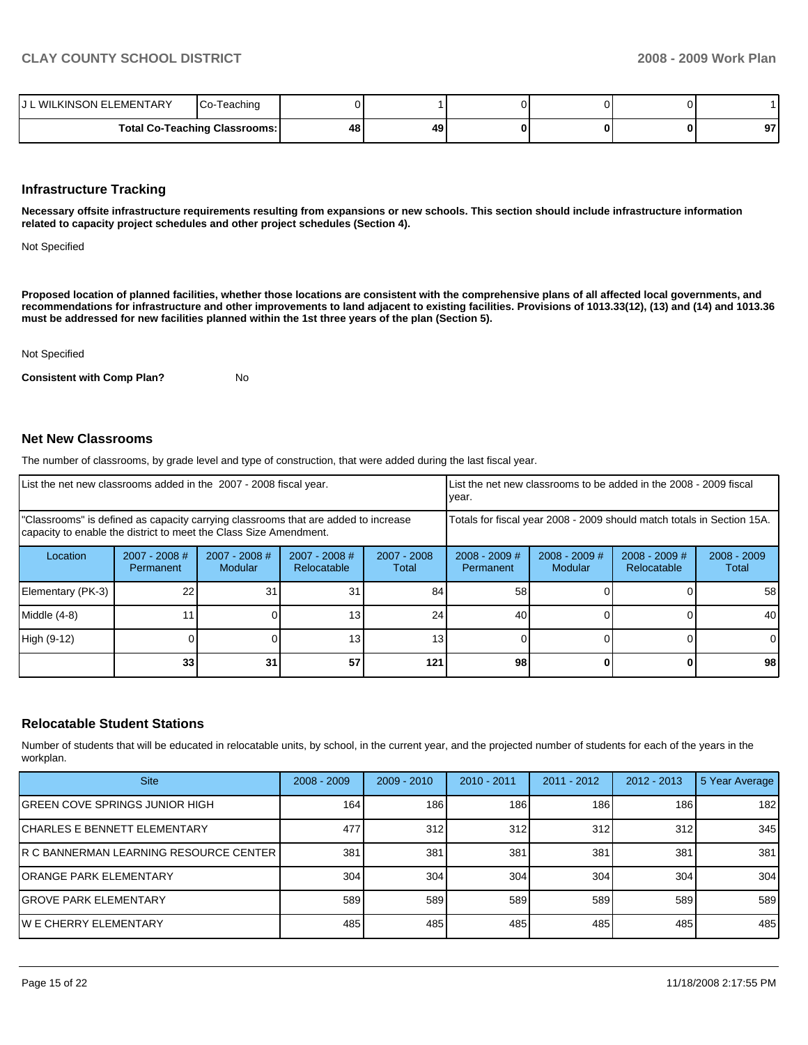| J L WILKINSON ELEMENTARY | Co-Teaching | 0 | 1 | 0 | 0 | 0 | 1 |
|---|---|---|---|---|---|---|---|
| | **Total Co-Teaching Classrooms:** | **48** | **49** | **0** | **0** | **0** | **97** |

## Infrastructure Tracking

**Necessary offsite infrastructure requirements resulting from expansions or new schools. This section should include infrastructure information related to capacity project schedules and other project schedules (Section 4).**

Not Specified

**Proposed location of planned facilities, whether those locations are consistent with the comprehensive plans of all affected local governments, and recommendations for infrastructure and other improvements to land adjacent to existing facilities. Provisions of 1013.33(12), (13) and (14) and 1013.36 must be addressed for new facilities planned within the 1st three years of the plan (Section 5).**

Not Specified

**Consistent with Comp Plan?** No

## Net New Classrooms

The number of classrooms, by grade level and type of construction, that were added during the last fiscal year.

| List the net new classrooms added in the 2007 - 2008 fiscal year. | | | | | List the net new classrooms to be added in the 2008 - 2009 fiscal year. | | | |
|---|---|---|---|---|---|---|---|---|
| "Classrooms" is defined as capacity carrying classrooms that are added to increase capacity to enable the district to meet the Class Size Amendment. | | | | | Totals for fiscal year 2008 - 2009 should match totals in Section 15A. | | | |
| Location | 2007 - 2008 # Permanent | 2007 - 2008 # Modular | 2007 - 2008 # Relocatable | 2007 - 2008 Total | 2008 - 2009 # Permanent | 2008 - 2009 # Modular | 2008 - 2009 # Relocatable | 2008 - 2009 Total |
| Elementary (PK-3) | 22 | 31 | 31 | 84 | 58 | 0 | 0 | 58 |
| Middle (4-8) | 11 | 0 | 13 | 24 | 40 | 0 | 0 | 40 |
| High (9-12) | 0 | 0 | 13 | 13 | 0 | 0 | 0 | 0 |
| | **33** | **31** | **57** | **121** | **98** | **0** | **0** | **98** |

## Relocatable Student Stations

Number of students that will be educated in relocatable units, by school, in the current year, and the projected number of students for each of the years in the workplan.

| Site | 2008 - 2009 | 2009 - 2010 | 2010 - 2011 | 2011 - 2012 | 2012 - 2013 | 5 Year Average |
|---|---|---|---|---|---|---|
| GREEN COVE SPRINGS JUNIOR HIGH | 164 | 186 | 186 | 186 | 186 | 182 |
| CHARLES E BENNETT ELEMENTARY | 477 | 312 | 312 | 312 | 312 | 345 |
| R C BANNERMAN LEARNING RESOURCE CENTER | 381 | 381 | 381 | 381 | 381 | 381 |
| ORANGE PARK ELEMENTARY | 304 | 304 | 304 | 304 | 304 | 304 |
| GROVE PARK ELEMENTARY | 589 | 589 | 589 | 589 | 589 | 589 |
| W E CHERRY ELEMENTARY | 485 | 485 | 485 | 485 | 485 | 485 |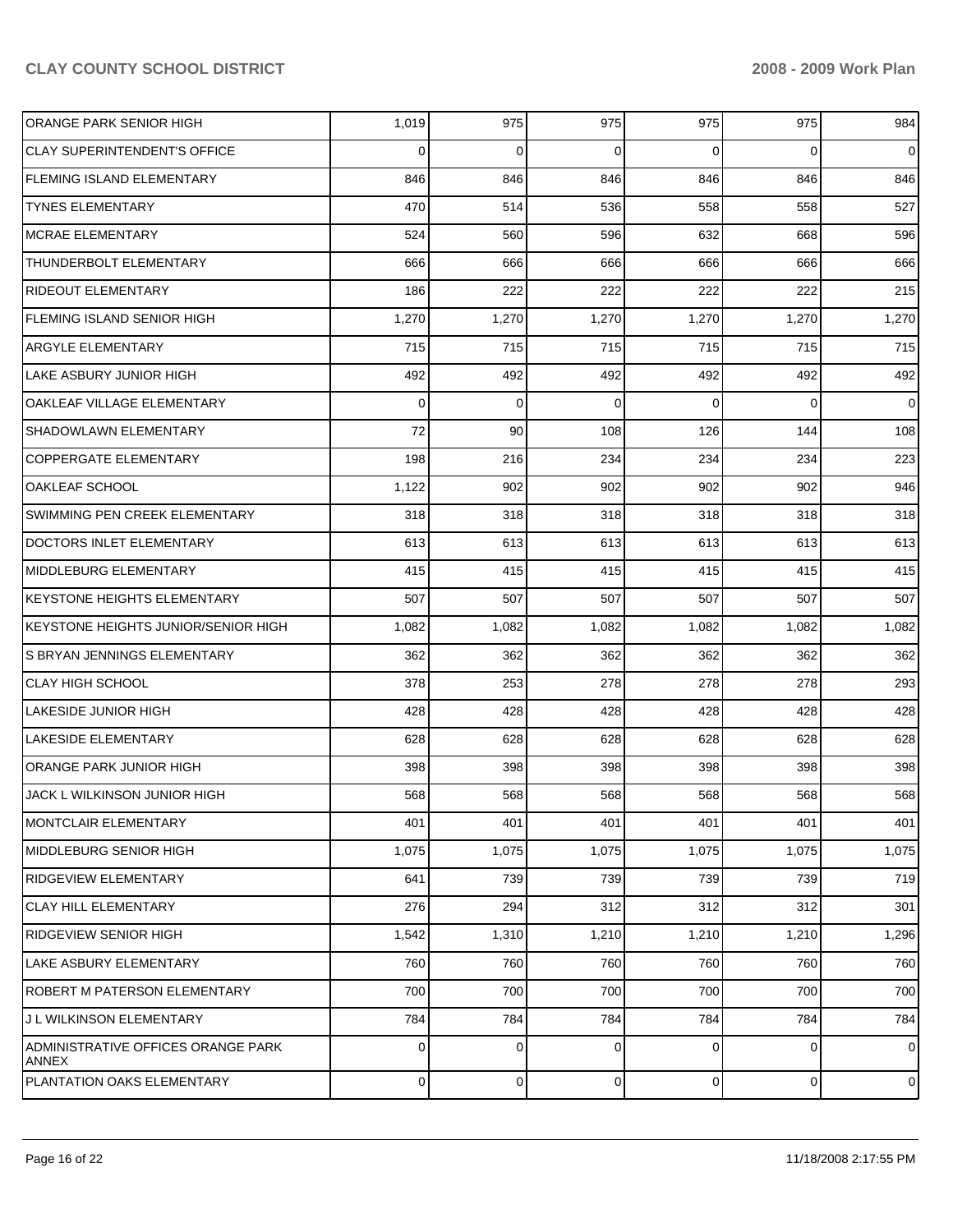| | | | | | | |
|---|---|---|---|---|---|---|
| ORANGE PARK SENIOR HIGH | 1,019 | 975 | 975 | 975 | 975 | 984 |
| CLAY SUPERINTENDENT'S OFFICE | 0 | 0 | 0 | 0 | 0 | 0 |
| FLEMING ISLAND ELEMENTARY | 846 | 846 | 846 | 846 | 846 | 846 |
| TYNES ELEMENTARY | 470 | 514 | 536 | 558 | 558 | 527 |
| MCRAE ELEMENTARY | 524 | 560 | 596 | 632 | 668 | 596 |
| THUNDERBOLT ELEMENTARY | 666 | 666 | 666 | 666 | 666 | 666 |
| RIDEOUT ELEMENTARY | 186 | 222 | 222 | 222 | 222 | 215 |
| FLEMING ISLAND SENIOR HIGH | 1,270 | 1,270 | 1,270 | 1,270 | 1,270 | 1,270 |
| ARGYLE ELEMENTARY | 715 | 715 | 715 | 715 | 715 | 715 |
| LAKE ASBURY JUNIOR HIGH | 492 | 492 | 492 | 492 | 492 | 492 |
| OAKLEAF VILLAGE ELEMENTARY | 0 | 0 | 0 | 0 | 0 | 0 |
| SHADOWLAWN ELEMENTARY | 72 | 90 | 108 | 126 | 144 | 108 |
| COPPERGATE ELEMENTARY | 198 | 216 | 234 | 234 | 234 | 223 |
| OAKLEAF SCHOOL | 1,122 | 902 | 902 | 902 | 902 | 946 |
| SWIMMING PEN CREEK ELEMENTARY | 318 | 318 | 318 | 318 | 318 | 318 |
| DOCTORS INLET ELEMENTARY | 613 | 613 | 613 | 613 | 613 | 613 |
| MIDDLEBURG ELEMENTARY | 415 | 415 | 415 | 415 | 415 | 415 |
| KEYSTONE HEIGHTS ELEMENTARY | 507 | 507 | 507 | 507 | 507 | 507 |
| KEYSTONE HEIGHTS JUNIOR/SENIOR HIGH | 1,082 | 1,082 | 1,082 | 1,082 | 1,082 | 1,082 |
| S BRYAN JENNINGS ELEMENTARY | 362 | 362 | 362 | 362 | 362 | 362 |
| CLAY HIGH SCHOOL | 378 | 253 | 278 | 278 | 278 | 293 |
| LAKESIDE JUNIOR HIGH | 428 | 428 | 428 | 428 | 428 | 428 |
| LAKESIDE ELEMENTARY | 628 | 628 | 628 | 628 | 628 | 628 |
| ORANGE PARK JUNIOR HIGH | 398 | 398 | 398 | 398 | 398 | 398 |
| JACK L WILKINSON JUNIOR HIGH | 568 | 568 | 568 | 568 | 568 | 568 |
| MONTCLAIR ELEMENTARY | 401 | 401 | 401 | 401 | 401 | 401 |
| MIDDLEBURG SENIOR HIGH | 1,075 | 1,075 | 1,075 | 1,075 | 1,075 | 1,075 |
| RIDGEVIEW ELEMENTARY | 641 | 739 | 739 | 739 | 739 | 719 |
| CLAY HILL ELEMENTARY | 276 | 294 | 312 | 312 | 312 | 301 |
| RIDGEVIEW SENIOR HIGH | 1,542 | 1,310 | 1,210 | 1,210 | 1,210 | 1,296 |
| LAKE ASBURY ELEMENTARY | 760 | 760 | 760 | 760 | 760 | 760 |
| ROBERT M PATERSON ELEMENTARY | 700 | 700 | 700 | 700 | 700 | 700 |
| J L WILKINSON ELEMENTARY | 784 | 784 | 784 | 784 | 784 | 784 |
| ADMINISTRATIVE OFFICES ORANGE PARK ANNEX | 0 | 0 | 0 | 0 | 0 | 0 |
| PLANTATION OAKS ELEMENTARY | 0 | 0 | 0 | 0 | 0 | 0 |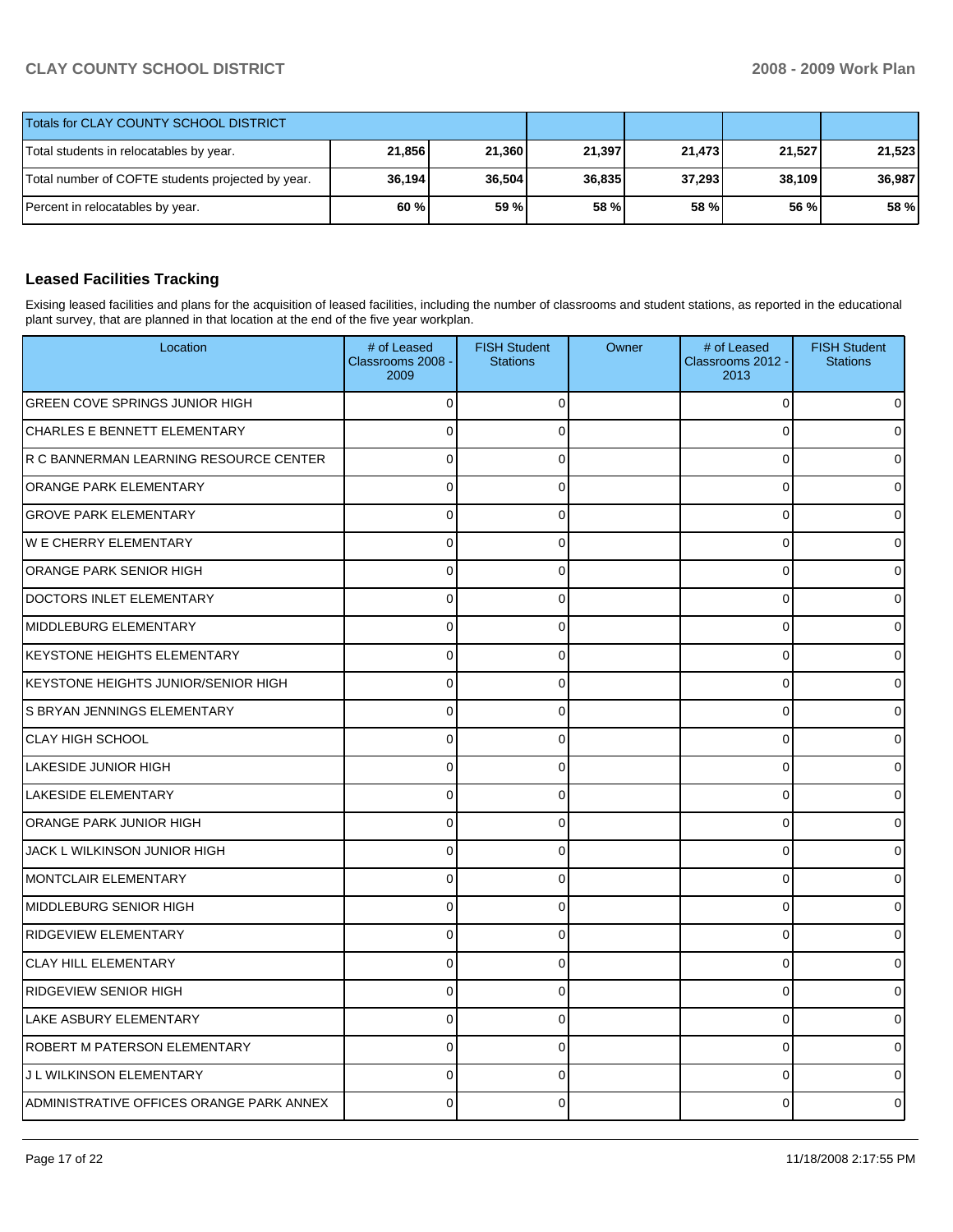| Totals for CLAY COUNTY SCHOOL DISTRICT | | | | | | |
|---|---|---|---|---|---|---|
| Total students in relocatables by year. | 21,856 | 21,360 | 21,397 | 21,473 | 21,527 | 21,523 |
| Total number of COFTE students projected by year. | 36,194 | 36,504 | 36,835 | 37,293 | 38,109 | 36,987 |
| Percent in relocatables by year. | 60 % | 59 % | 58 % | 58 % | 56 % | 58 % |

## Leased Facilities Tracking

Exising leased facilities and plans for the acquisition of leased facilities, including the number of classrooms and student stations, as reported in the educational plant survey, that are planned in that location at the end of the five year workplan.

| Location | # of Leased Classrooms 2008 - 2009 | FISH Student Stations | Owner | # of Leased Classrooms 2012 - 2013 | FISH Student Stations |
|---|---|---|---|---|---|
| GREEN COVE SPRINGS JUNIOR HIGH | 0 | 0 | | 0 | 0 |
| CHARLES E BENNETT ELEMENTARY | 0 | 0 | | 0 | 0 |
| R C BANNERMAN LEARNING RESOURCE CENTER | 0 | 0 | | 0 | 0 |
| ORANGE PARK ELEMENTARY | 0 | 0 | | 0 | 0 |
| GROVE PARK ELEMENTARY | 0 | 0 | | 0 | 0 |
| W E CHERRY ELEMENTARY | 0 | 0 | | 0 | 0 |
| ORANGE PARK SENIOR HIGH | 0 | 0 | | 0 | 0 |
| DOCTORS INLET ELEMENTARY | 0 | 0 | | 0 | 0 |
| MIDDLEBURG ELEMENTARY | 0 | 0 | | 0 | 0 |
| KEYSTONE HEIGHTS ELEMENTARY | 0 | 0 | | 0 | 0 |
| KEYSTONE HEIGHTS JUNIOR/SENIOR HIGH | 0 | 0 | | 0 | 0 |
| S BRYAN JENNINGS ELEMENTARY | 0 | 0 | | 0 | 0 |
| CLAY HIGH SCHOOL | 0 | 0 | | 0 | 0 |
| LAKESIDE JUNIOR HIGH | 0 | 0 | | 0 | 0 |
| LAKESIDE ELEMENTARY | 0 | 0 | | 0 | 0 |
| ORANGE PARK JUNIOR HIGH | 0 | 0 | | 0 | 0 |
| JACK L WILKINSON JUNIOR HIGH | 0 | 0 | | 0 | 0 |
| MONTCLAIR ELEMENTARY | 0 | 0 | | 0 | 0 |
| MIDDLEBURG SENIOR HIGH | 0 | 0 | | 0 | 0 |
| RIDGEVIEW ELEMENTARY | 0 | 0 | | 0 | 0 |
| CLAY HILL ELEMENTARY | 0 | 0 | | 0 | 0 |
| RIDGEVIEW SENIOR HIGH | 0 | 0 | | 0 | 0 |
| LAKE ASBURY ELEMENTARY | 0 | 0 | | 0 | 0 |
| ROBERT M PATERSON ELEMENTARY | 0 | 0 | | 0 | 0 |
| J L WILKINSON ELEMENTARY | 0 | 0 | | 0 | 0 |
| ADMINISTRATIVE OFFICES ORANGE PARK ANNEX | 0 | 0 | | 0 | 0 |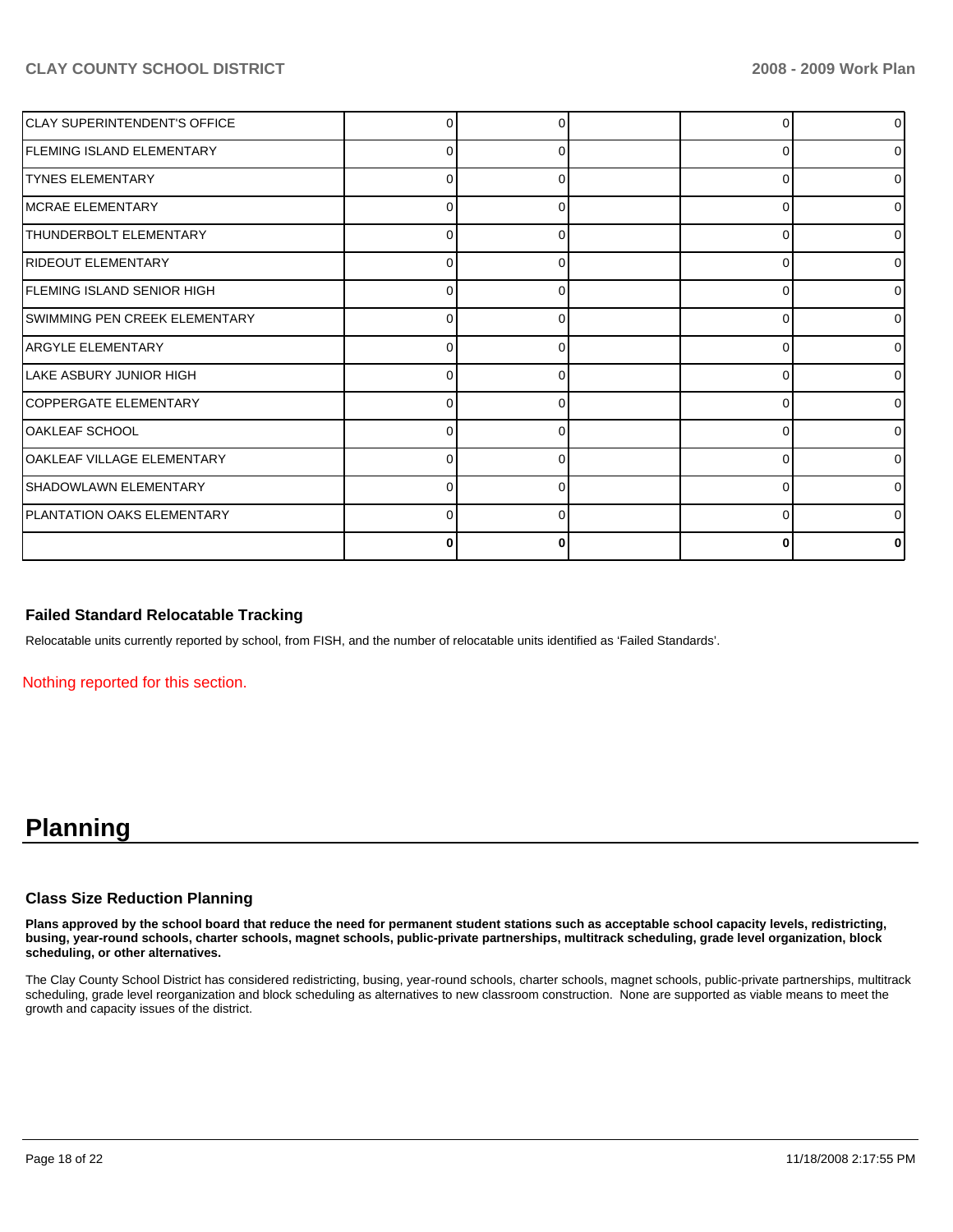| | | | | | |
|---|---|---|---|---|---|
| CLAY SUPERINTENDENT'S OFFICE | 0 | 0 | | 0 | 0 |
| FLEMING ISLAND ELEMENTARY | 0 | 0 | | 0 | 0 |
| TYNES ELEMENTARY | 0 | 0 | | 0 | 0 |
| MCRAE ELEMENTARY | 0 | 0 | | 0 | 0 |
| THUNDERBOLT ELEMENTARY | 0 | 0 | | 0 | 0 |
| RIDEOUT ELEMENTARY | 0 | 0 | | 0 | 0 |
| FLEMING ISLAND SENIOR HIGH | 0 | 0 | | 0 | 0 |
| SWIMMING PEN CREEK ELEMENTARY | 0 | 0 | | 0 | 0 |
| ARGYLE ELEMENTARY | 0 | 0 | | 0 | 0 |
| LAKE ASBURY JUNIOR HIGH | 0 | 0 | | 0 | 0 |
| COPPERGATE ELEMENTARY | 0 | 0 | | 0 | 0 |
| OAKLEAF SCHOOL | 0 | 0 | | 0 | 0 |
| OAKLEAF VILLAGE ELEMENTARY | 0 | 0 | | 0 | 0 |
| SHADOWLAWN ELEMENTARY | 0 | 0 | | 0 | 0 |
| PLANTATION OAKS ELEMENTARY | 0 | 0 | | 0 | 0 |
| | **0** | **0** | | **0** | **0** |

### Failed Standard Relocatable Tracking

Relocatable units currently reported by school, from FISH, and the number of relocatable units identified as 'Failed Standards'.

Nothing reported for this section.

# Planning

### Class Size Reduction Planning

**Plans approved by the school board that reduce the need for permanent student stations such as acceptable school capacity levels, redistricting, busing, year-round schools, charter schools, magnet schools, public-private partnerships, multitrack scheduling, grade level organization, block scheduling, or other alternatives.**

The Clay County School District has considered redistricting, busing, year-round schools, charter schools, magnet schools, public-private partnerships, multitrack scheduling, grade level reorganization and block scheduling as alternatives to new classroom construction. None are supported as viable means to meet the growth and capacity issues of the district.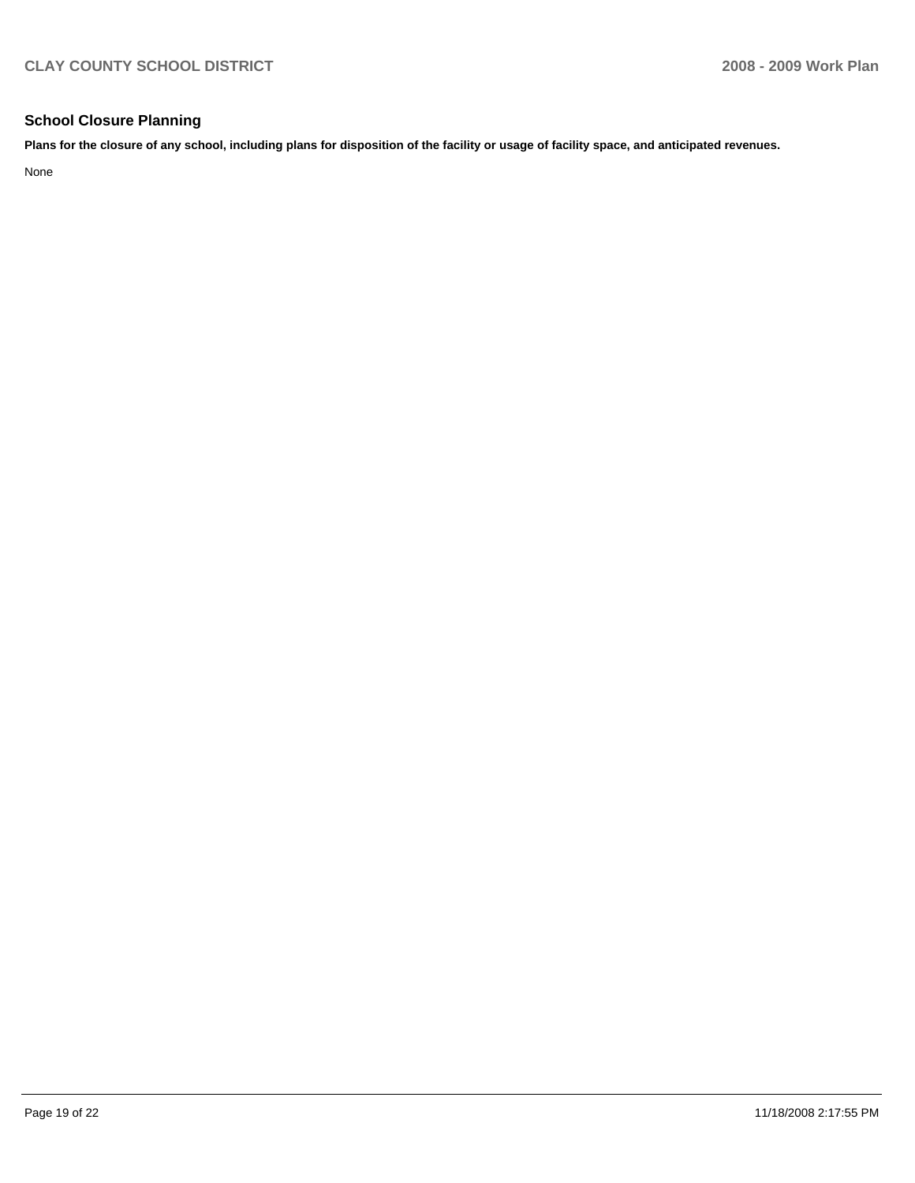## School Closure Planning

**Plans for the closure of any school, including plans for disposition of the facility or usage of facility space, and anticipated revenues.**

None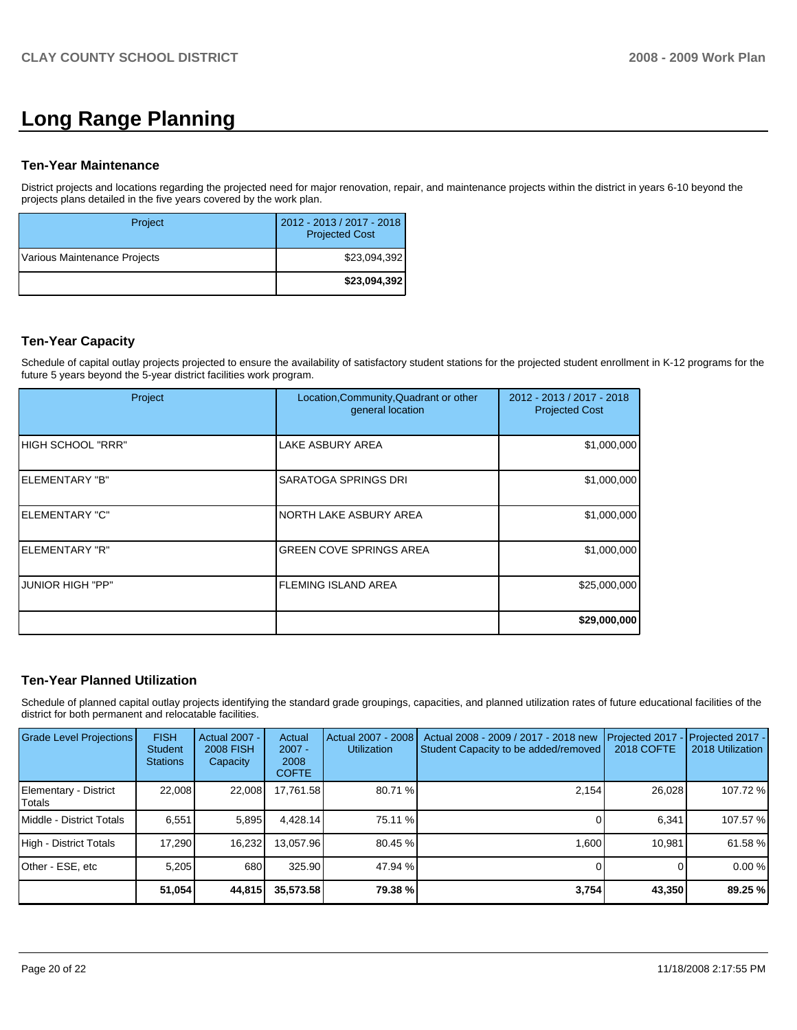# Long Range Planning

## Ten-Year Maintenance

District projects and locations regarding the projected need for major renovation, repair, and maintenance projects within the district in years 6-10 beyond the projects plans detailed in the five years covered by the work plan.

| Project | 2012 - 2013 / 2017 - 2018 Projected Cost |
|---|---|
| Various Maintenance Projects | $23,094,392 |
| | **$23,094,392** |

## Ten-Year Capacity

Schedule of capital outlay projects projected to ensure the availability of satisfactory student stations for the projected student enrollment in K-12 programs for the future 5 years beyond the 5-year district facilities work program.

| Project | Location,Community,Quadrant or other general location | 2012 - 2013 / 2017 - 2018 Projected Cost |
|---|---|---|
| HIGH SCHOOL "RRR" | LAKE ASBURY AREA | $1,000,000 |
| ELEMENTARY "B" | SARATOGA SPRINGS DRI | $1,000,000 |
| ELEMENTARY "C" | NORTH LAKE ASBURY AREA | $1,000,000 |
| ELEMENTARY "R" | GREEN COVE SPRINGS AREA | $1,000,000 |
| JUNIOR HIGH "PP" | FLEMING ISLAND AREA | $25,000,000 |
| | | **$29,000,000** |

## Ten-Year Planned Utilization

Schedule of planned capital outlay projects identifying the standard grade groupings, capacities, and planned utilization rates of future educational facilities of the district for both permanent and relocatable facilities.

| Grade Level Projections | FISH Student Stations | Actual 2007 - 2008 FISH Capacity | Actual 2007 - 2008 COFTE | Actual 2007 - 2008 Utilization | Actual 2008 - 2009 / 2017 - 2018 new Student Capacity to be added/removed | Projected 2017 - 2018 COFTE | Projected 2017 - 2018 Utilization |
|---|---|---|---|---|---|---|---|
| Elementary - District Totals | 22,008 | 22,008 | 17,761.58 | 80.71 % | 2,154 | 26,028 | 107.72 % |
| Middle - District Totals | 6,551 | 5,895 | 4,428.14 | 75.11 % | 0 | 6,341 | 107.57 % |
| High - District Totals | 17,290 | 16,232 | 13,057.96 | 80.45 % | 1,600 | 10,981 | 61.58 % |
| Other - ESE, etc | 5,205 | 680 | 325.90 | 47.94 % | 0 | 0 | 0.00 % |
| | **51,054** | **44,815** | **35,573.58** | **79.38 %** | **3,754** | **43,350** | **89.25 %** |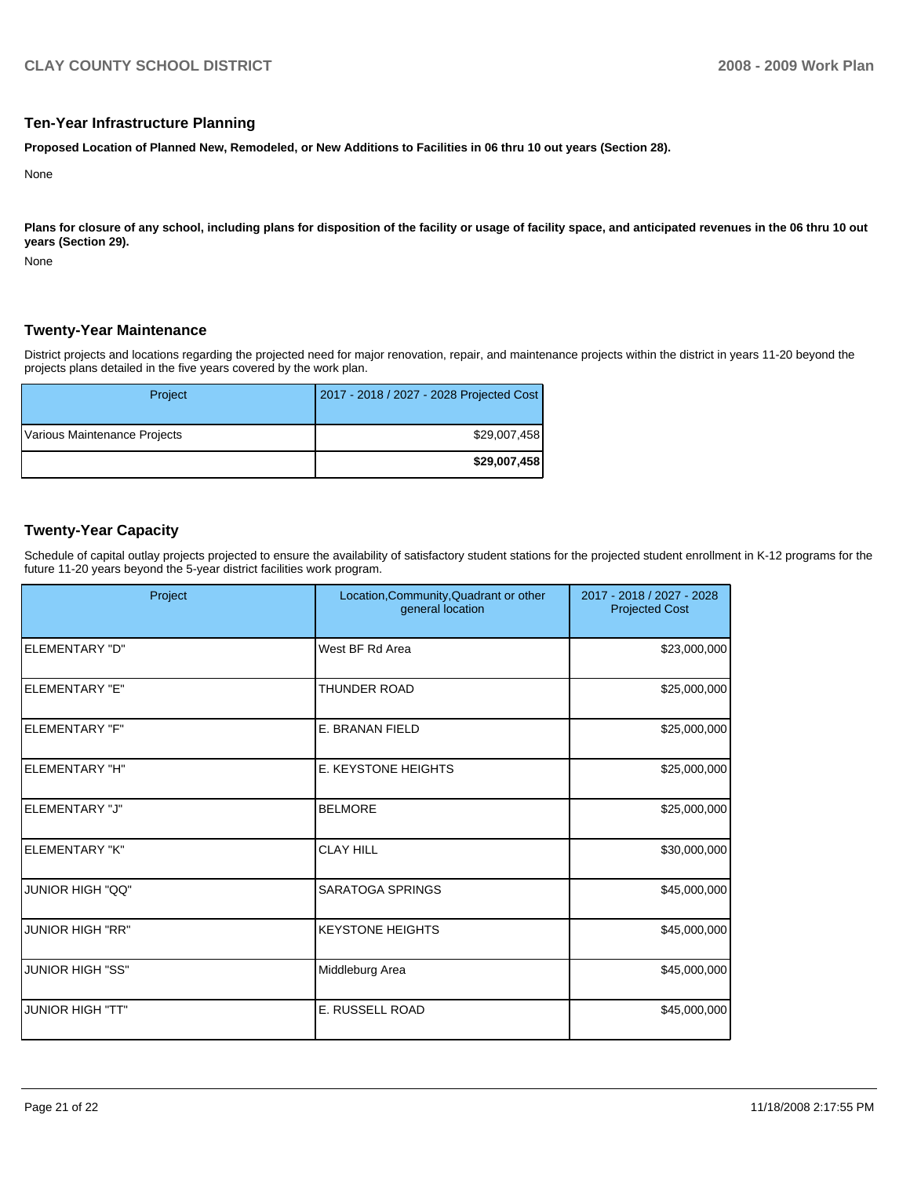## Ten-Year Infrastructure Planning

**Proposed Location of Planned New, Remodeled, or New Additions to Facilities in 06 thru 10 out years (Section 28).**

None

**Plans for closure of any school, including plans for disposition of the facility or usage of facility space, and anticipated revenues in the 06 thru 10 out years (Section 29).**

None

## Twenty-Year Maintenance

District projects and locations regarding the projected need for major renovation, repair, and maintenance projects within the district in years 11-20 beyond the projects plans detailed in the five years covered by the work plan.

| Project | 2017 - 2018 / 2027 - 2028 Projected Cost |
|---|---|
| Various Maintenance Projects | $29,007,458 |
| | **$29,007,458** |

## Twenty-Year Capacity

Schedule of capital outlay projects projected to ensure the availability of satisfactory student stations for the projected student enrollment in K-12 programs for the future 11-20 years beyond the 5-year district facilities work program.

| Project | Location,Community,Quadrant or other general location | 2017 - 2018 / 2027 - 2028 Projected Cost |
|---|---|---|
| ELEMENTARY "D" | West BF Rd Area | $23,000,000 |
| ELEMENTARY "E" | THUNDER ROAD | $25,000,000 |
| ELEMENTARY "F" | E. BRANAN FIELD | $25,000,000 |
| ELEMENTARY "H" | E. KEYSTONE HEIGHTS | $25,000,000 |
| ELEMENTARY "J" | BELMORE | $25,000,000 |
| ELEMENTARY "K" | CLAY HILL | $30,000,000 |
| JUNIOR HIGH "QQ" | SARATOGA SPRINGS | $45,000,000 |
| JUNIOR HIGH "RR" | KEYSTONE HEIGHTS | $45,000,000 |
| JUNIOR HIGH "SS" | Middleburg Area | $45,000,000 |
| JUNIOR HIGH "TT" | E. RUSSELL ROAD | $45,000,000 |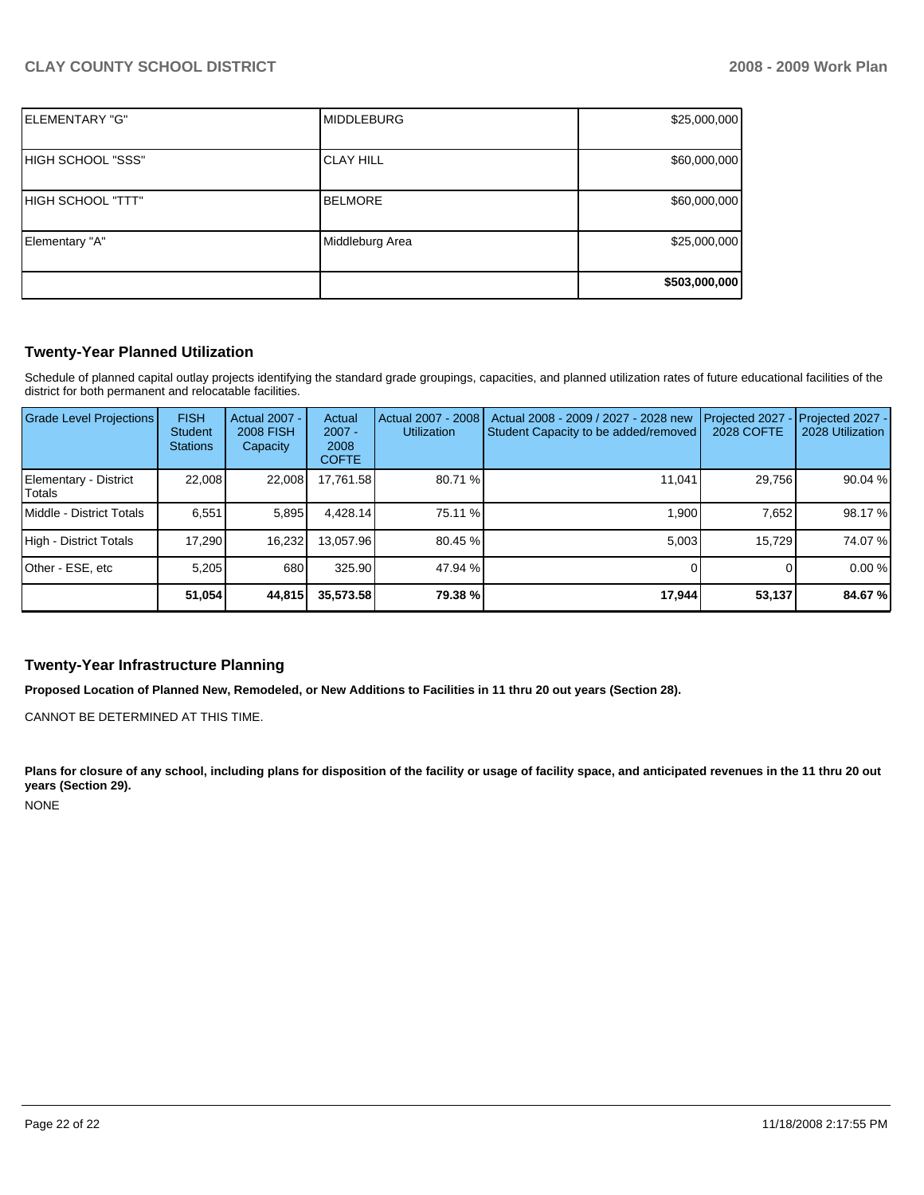| | | |
|---|---|---|
| ELEMENTARY "G" | MIDDLEBURG | $25,000,000 |
| HIGH SCHOOL "SSS" | CLAY HILL | $60,000,000 |
| HIGH SCHOOL "TTT" | BELMORE | $60,000,000 |
| Elementary "A" | Middleburg Area | $25,000,000 |
| | | **$503,000,000** |

## Twenty-Year Planned Utilization

Schedule of planned capital outlay projects identifying the standard grade groupings, capacities, and planned utilization rates of future educational facilities of the district for both permanent and relocatable facilities.

| Grade Level Projections | FISH Student Stations | Actual 2007 - 2008 FISH Capacity | Actual 2007 - 2008 COFTE | Actual 2007 - 2008 Utilization | Actual 2008 - 2009 / 2027 - 2028 new Student Capacity to be added/removed | Projected 2027 - 2028 COFTE | Projected 2027 - 2028 Utilization |
|---|---|---|---|---|---|---|---|
| Elementary - District Totals | 22,008 | 22,008 | 17,761.58 | 80.71 % | 11,041 | 29,756 | 90.04 % |
| Middle - District Totals | 6,551 | 5,895 | 4,428.14 | 75.11 % | 1,900 | 7,652 | 98.17 % |
| High - District Totals | 17,290 | 16,232 | 13,057.96 | 80.45 % | 5,003 | 15,729 | 74.07 % |
| Other - ESE, etc | 5,205 | 680 | 325.90 | 47.94 % | 0 | 0 | 0.00 % |
| | **51,054** | **44,815** | **35,573.58** | **79.38 %** | **17,944** | **53,137** | **84.67 %** |

## Twenty-Year Infrastructure Planning

**Proposed Location of Planned New, Remodeled, or New Additions to Facilities in 11 thru 20 out years (Section 28).**

CANNOT BE DETERMINED AT THIS TIME.

**Plans for closure of any school, including plans for disposition of the facility or usage of facility space, and anticipated revenues in the 11 thru 20 out years (Section 29).**

NONE